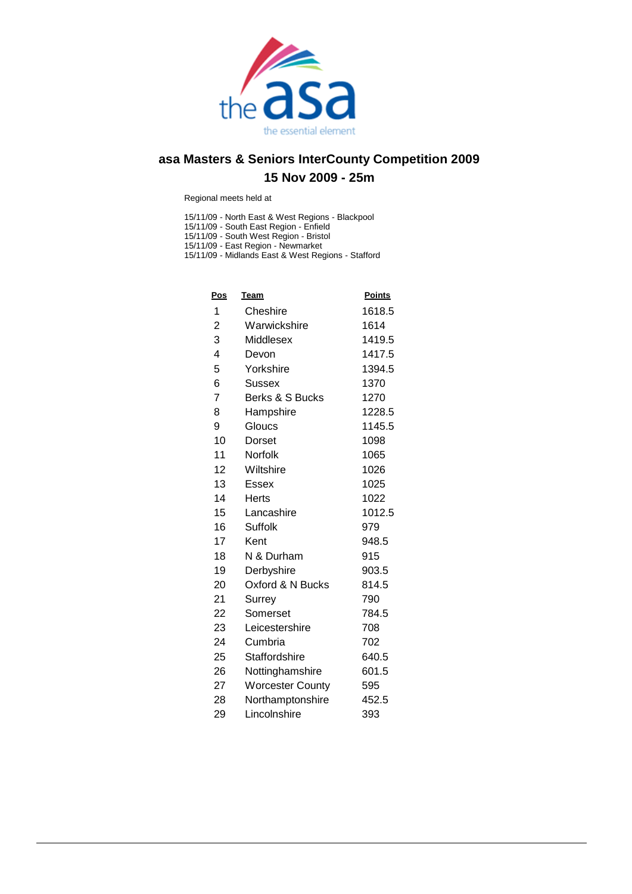# asa Masters & Seniors InterCounty Competition 2009

## 15 Nov 2009 - 25m

Regional meets held at

15/11/09 - North East & West Regions - Blackpool
15/11/09 - South East Region - Enfield
15/11/09 - South West Region - Bristol
15/11/09 - East Region - Newmarket
15/11/09 - Midlands East & West Regions - Stafford

| Pos | Team | Points |
|---|---|---|
| 1 | Cheshire | 1618.5 |
| 2 | Warwickshire | 1614 |
| 3 | Middlesex | 1419.5 |
| 4 | Devon | 1417.5 |
| 5 | Yorkshire | 1394.5 |
| 6 | Sussex | 1370 |
| 7 | Berks & S Bucks | 1270 |
| 8 | Hampshire | 1228.5 |
| 9 | Gloucs | 1145.5 |
| 10 | Dorset | 1098 |
| 11 | Norfolk | 1065 |
| 12 | Wiltshire | 1026 |
| 13 | Essex | 1025 |
| 14 | Herts | 1022 |
| 15 | Lancashire | 1012.5 |
| 16 | Suffolk | 979 |
| 17 | Kent | 948.5 |
| 18 | N & Durham | 915 |
| 19 | Derbyshire | 903.5 |
| 20 | Oxford & N Bucks | 814.5 |
| 21 | Surrey | 790 |
| 22 | Somerset | 784.5 |
| 23 | Leicestershire | 708 |
| 24 | Cumbria | 702 |
| 25 | Staffordshire | 640.5 |
| 26 | Nottinghamshire | 601.5 |
| 27 | Worcester County | 595 |
| 28 | Northamptonshire | 452.5 |
| 29 | Lincolnshire | 393 |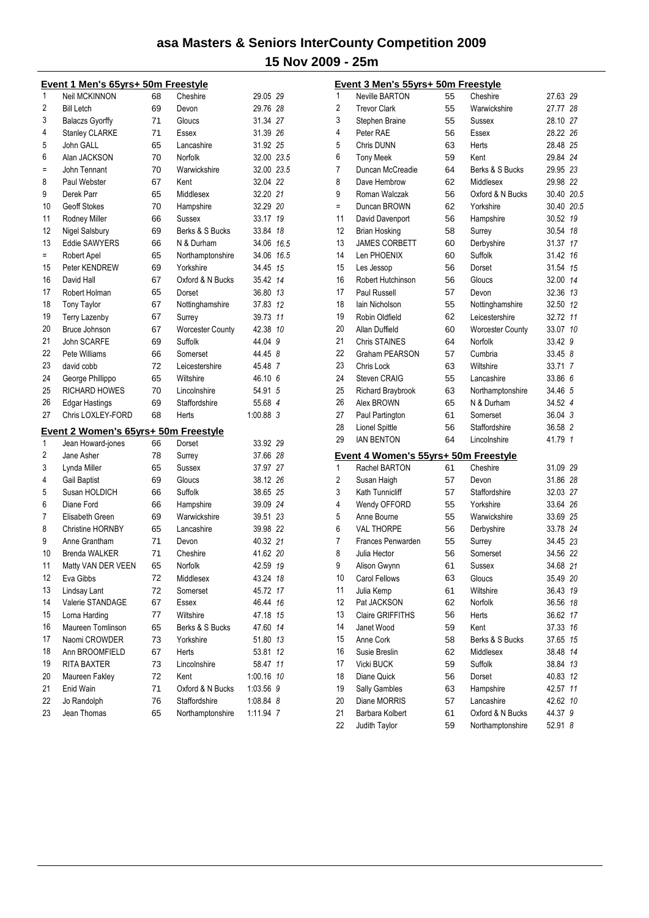# asa Masters & Seniors InterCounty Competition 2009

## 15 Nov 2009 - 25m

### Event 1 Men's 65yrs+ 50m Freestyle

| Place | Name | Age | County | Time | Points |
|---|---|---|---|---|---|
| 1 | Neil MCKINNON | 68 | Cheshire | 29.05 | 29 |
| 2 | Bill Letch | 69 | Devon | 29.76 | 28 |
| 3 | Balaczs Gyorffy | 71 | Gloucs | 31.34 | 27 |
| 4 | Stanley CLARKE | 71 | Essex | 31.39 | 26 |
| 5 | John GALL | 65 | Lancashire | 31.92 | 25 |
| 6 | Alan JACKSON | 70 | Norfolk | 32.00 | 23.5 |
| = | John Tennant | 70 | Warwickshire | 32.00 | 23.5 |
| 8 | Paul Webster | 67 | Kent | 32.04 | 22 |
| 9 | Derek Parr | 65 | Middlesex | 32.20 | 21 |
| 10 | Geoff Stokes | 70 | Hampshire | 32.29 | 20 |
| 11 | Rodney Miller | 66 | Sussex | 33.17 | 19 |
| 12 | Nigel Salsbury | 69 | Berks & S Bucks | 33.84 | 18 |
| 13 | Eddie SAWYERS | 66 | N & Durham | 34.06 | 16.5 |
| = | Robert Apel | 65 | Northamptonshire | 34.06 | 16.5 |
| 15 | Peter KENDREW | 69 | Yorkshire | 34.45 | 15 |
| 16 | David Hall | 67 | Oxford & N Bucks | 35.42 | 14 |
| 17 | Robert Holman | 65 | Dorset | 36.80 | 13 |
| 18 | Tony Taylor | 67 | Nottinghamshire | 37.83 | 12 |
| 19 | Terry Lazenby | 67 | Surrey | 39.73 | 11 |
| 20 | Bruce Johnson | 67 | Worcester County | 42.38 | 10 |
| 21 | John SCARFE | 69 | Suffolk | 44.04 | 9 |
| 22 | Pete Williams | 66 | Somerset | 44.45 | 8 |
| 23 | david cobb | 72 | Leicestershire | 45.48 | 7 |
| 24 | George Phillippo | 65 | Wiltshire | 46.10 | 6 |
| 25 | RICHARD HOWES | 70 | Lincolnshire | 54.91 | 5 |
| 26 | Edgar Hastings | 69 | Staffordshire | 55.68 | 4 |
| 27 | Chris LOXLEY-FORD | 68 | Herts | 1:00.88 | 3 |

### Event 2 Women's 65yrs+ 50m Freestyle

| Place | Name | Age | County | Time | Points |
|---|---|---|---|---|---|
| 1 | Jean Howard-jones | 66 | Dorset | 33.92 | 29 |
| 2 | Jane Asher | 78 | Surrey | 37.66 | 28 |
| 3 | Lynda Miller | 65 | Sussex | 37.97 | 27 |
| 4 | Gail Baptist | 69 | Gloucs | 38.12 | 26 |
| 5 | Susan HOLDICH | 66 | Suffolk | 38.65 | 25 |
| 6 | Diane Ford | 66 | Hampshire | 39.09 | 24 |
| 7 | Elisabeth Green | 69 | Warwickshire | 39.51 | 23 |
| 8 | Christine HORNBY | 65 | Lancashire | 39.98 | 22 |
| 9 | Anne Grantham | 71 | Devon | 40.32 | 21 |
| 10 | Brenda WALKER | 71 | Cheshire | 41.62 | 20 |
| 11 | Matty VAN DER VEEN | 65 | Norfolk | 42.59 | 19 |
| 12 | Eva Gibbs | 72 | Middlesex | 43.24 | 18 |
| 13 | Lindsay Lant | 72 | Somerset | 45.72 | 17 |
| 14 | Valerie STANDAGE | 67 | Essex | 46.44 | 16 |
| 15 | Lorna Harding | 77 | Wiltshire | 47.18 | 15 |
| 16 | Maureen Tomlinson | 65 | Berks & S Bucks | 47.60 | 14 |
| 17 | Naomi CROWDER | 73 | Yorkshire | 51.80 | 13 |
| 18 | Ann BROOMFIELD | 67 | Herts | 53.81 | 12 |
| 19 | RITA BAXTER | 73 | Lincolnshire | 58.47 | 11 |
| 20 | Maureen Fakley | 72 | Kent | 1:00.16 | 10 |
| 21 | Enid Wain | 71 | Oxford & N Bucks | 1:03.56 | 9 |
| 22 | Jo Randolph | 76 | Staffordshire | 1:08.84 | 8 |
| 23 | Jean Thomas | 65 | Northamptonshire | 1:11.94 | 7 |

### Event 3 Men's 55yrs+ 50m Freestyle

| Place | Name | Age | County | Time | Points |
|---|---|---|---|---|---|
| 1 | Neville BARTON | 55 | Cheshire | 27.63 | 29 |
| 2 | Trevor Clark | 55 | Warwickshire | 27.77 | 28 |
| 3 | Stephen Braine | 55 | Sussex | 28.10 | 27 |
| 4 | Peter RAE | 56 | Essex | 28.22 | 26 |
| 5 | Chris DUNN | 63 | Herts | 28.48 | 25 |
| 6 | Tony Meek | 59 | Kent | 29.84 | 24 |
| 7 | Duncan McCreadie | 64 | Berks & S Bucks | 29.95 | 23 |
| 8 | Dave Hembrow | 62 | Middlesex | 29.98 | 22 |
| 9 | Roman Walczak | 56 | Oxford & N Bucks | 30.40 | 20.5 |
| = | Duncan BROWN | 62 | Yorkshire | 30.40 | 20.5 |
| 11 | David Davenport | 56 | Hampshire | 30.52 | 19 |
| 12 | Brian Hosking | 58 | Surrey | 30.54 | 18 |
| 13 | JAMES CORBETT | 60 | Derbyshire | 31.37 | 17 |
| 14 | Len PHOENIX | 60 | Suffolk | 31.42 | 16 |
| 15 | Les Jessop | 56 | Dorset | 31.54 | 15 |
| 16 | Robert Hutchinson | 56 | Gloucs | 32.00 | 14 |
| 17 | Paul Russell | 57 | Devon | 32.36 | 13 |
| 18 | Iain Nicholson | 55 | Nottinghamshire | 32.50 | 12 |
| 19 | Robin Oldfield | 62 | Leicestershire | 32.72 | 11 |
| 20 | Allan Duffield | 60 | Worcester County | 33.07 | 10 |
| 21 | Chris STAINES | 64 | Norfolk | 33.42 | 9 |
| 22 | Graham PEARSON | 57 | Cumbria | 33.45 | 8 |
| 23 | Chris Lock | 63 | Wiltshire | 33.71 | 7 |
| 24 | Steven CRAIG | 55 | Lancashire | 33.86 | 6 |
| 25 | Richard Braybrook | 63 | Northamptonshire | 34.46 | 5 |
| 26 | Alex BROWN | 65 | N & Durham | 34.52 | 4 |
| 27 | Paul Partington | 61 | Somerset | 36.04 | 3 |
| 28 | Lionel Spittle | 56 | Staffordshire | 36.58 | 2 |
| 29 | IAN BENTON | 64 | Lincolnshire | 41.79 | 1 |

### Event 4 Women's 55yrs+ 50m Freestyle

| Place | Name | Age | County | Time | Points |
|---|---|---|---|---|---|
| 1 | Rachel BARTON | 61 | Cheshire | 31.09 | 29 |
| 2 | Susan Haigh | 57 | Devon | 31.86 | 28 |
| 3 | Kath Tunnicliff | 57 | Staffordshire | 32.03 | 27 |
| 4 | Wendy OFFORD | 55 | Yorkshire | 33.64 | 26 |
| 5 | Anne Bourne | 55 | Warwickshire | 33.69 | 25 |
| 6 | VAL THORPE | 56 | Derbyshire | 33.78 | 24 |
| 7 | Frances Penwarden | 55 | Surrey | 34.45 | 23 |
| 8 | Julia Hector | 56 | Somerset | 34.56 | 22 |
| 9 | Alison Gwynn | 61 | Sussex | 34.68 | 21 |
| 10 | Carol Fellows | 63 | Gloucs | 35.49 | 20 |
| 11 | Julia Kemp | 61 | Wiltshire | 36.43 | 19 |
| 12 | Pat JACKSON | 62 | Norfolk | 36.56 | 18 |
| 13 | Claire GRIFFITHS | 56 | Herts | 36.62 | 17 |
| 14 | Janet Wood | 59 | Kent | 37.33 | 16 |
| 15 | Anne Cork | 58 | Berks & S Bucks | 37.65 | 15 |
| 16 | Susie Breslin | 62 | Middlesex | 38.48 | 14 |
| 17 | Vicki BUCK | 59 | Suffolk | 38.84 | 13 |
| 18 | Diane Quick | 56 | Dorset | 40.83 | 12 |
| 19 | Sally Gambles | 63 | Hampshire | 42.57 | 11 |
| 20 | Diane MORRIS | 57 | Lancashire | 42.62 | 10 |
| 21 | Barbara Kolbert | 61 | Oxford & N Bucks | 44.37 | 9 |
| 22 | Judith Taylor | 59 | Northamptonshire | 52.91 | 8 |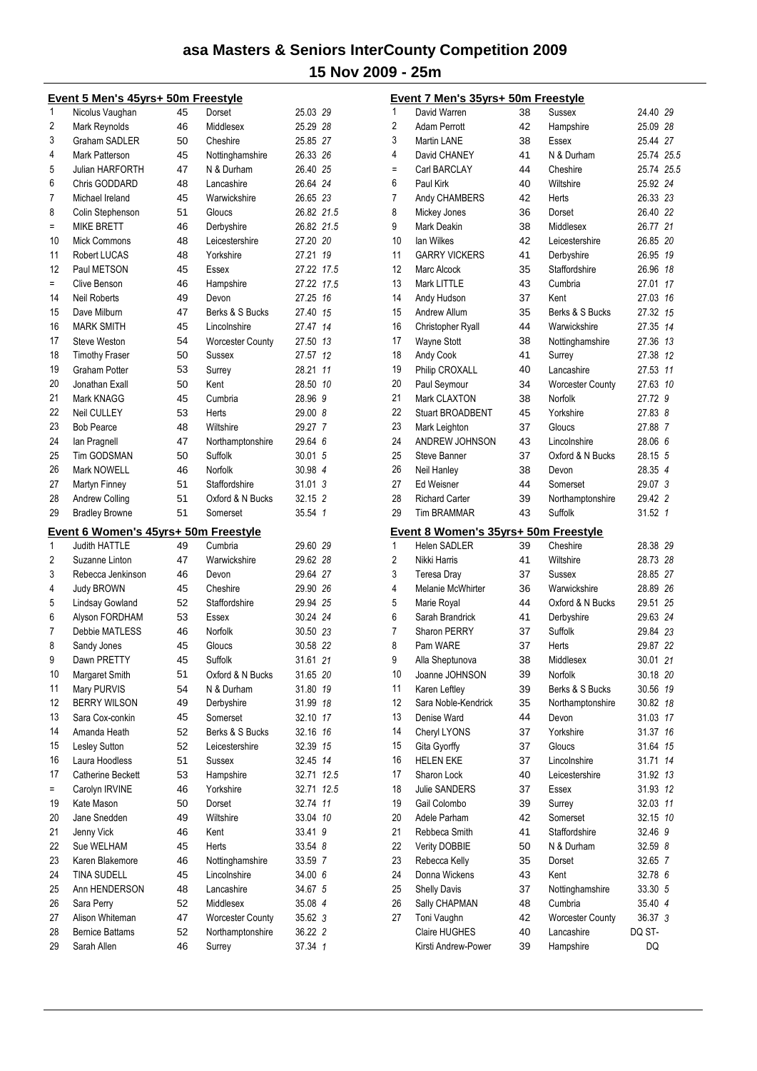# asa Masters & Seniors InterCounty Competition 2009

## 15 Nov 2009 - 25m

### Event 5 Men's 45yrs+ 50m Freestyle

| Pos | Name | Age | County | Time | Points |
|---|---|---|---|---|---|
| 1 | Nicolus Vaughan | 45 | Dorset | 25.03 | 29 |
| 2 | Mark Reynolds | 46 | Middlesex | 25.29 | 28 |
| 3 | Graham SADLER | 50 | Cheshire | 25.85 | 27 |
| 4 | Mark Patterson | 45 | Nottinghamshire | 26.33 | 26 |
| 5 | Julian HARFORTH | 47 | N & Durham | 26.40 | 25 |
| 6 | Chris GODDARD | 48 | Lancashire | 26.64 | 24 |
| 7 | Michael Ireland | 45 | Warwickshire | 26.65 | 23 |
| 8 | Colin Stephenson | 51 | Gloucs | 26.82 | 21.5 |
| = | MIKE BRETT | 46 | Derbyshire | 26.82 | 21.5 |
| 10 | Mick Commons | 48 | Leicestershire | 27.20 | 20 |
| 11 | Robert LUCAS | 48 | Yorkshire | 27.21 | 19 |
| 12 | Paul METSON | 45 | Essex | 27.22 | 17.5 |
| = | Clive Benson | 46 | Hampshire | 27.22 | 17.5 |
| 14 | Neil Roberts | 49 | Devon | 27.25 | 16 |
| 15 | Dave Milburn | 47 | Berks & S Bucks | 27.40 | 15 |
| 16 | MARK SMITH | 45 | Lincolnshire | 27.47 | 14 |
| 17 | Steve Weston | 54 | Worcester County | 27.50 | 13 |
| 18 | Timothy Fraser | 50 | Sussex | 27.57 | 12 |
| 19 | Graham Potter | 53 | Surrey | 28.21 | 11 |
| 20 | Jonathan Exall | 50 | Kent | 28.50 | 10 |
| 21 | Mark KNAGG | 45 | Cumbria | 28.96 | 9 |
| 22 | Neil CULLEY | 53 | Herts | 29.00 | 8 |
| 23 | Bob Pearce | 48 | Wiltshire | 29.27 | 7 |
| 24 | Ian Pragnell | 47 | Northamptonshire | 29.64 | 6 |
| 25 | Tim GODSMAN | 50 | Suffolk | 30.01 | 5 |
| 26 | Mark NOWELL | 46 | Norfolk | 30.98 | 4 |
| 27 | Martyn Finney | 51 | Staffordshire | 31.01 | 3 |
| 28 | Andrew Colling | 51 | Oxford & N Bucks | 32.15 | 2 |
| 29 | Bradley Browne | 51 | Somerset | 35.54 | 1 |

### Event 6 Women's 45yrs+ 50m Freestyle

| Pos | Name | Age | County | Time | Points |
|---|---|---|---|---|---|
| 1 | Judith HATTLE | 49 | Cumbria | 29.60 | 29 |
| 2 | Suzanne Linton | 47 | Warwickshire | 29.62 | 28 |
| 3 | Rebecca Jenkinson | 46 | Devon | 29.64 | 27 |
| 4 | Judy BROWN | 45 | Cheshire | 29.90 | 26 |
| 5 | Lindsay Gowland | 52 | Staffordshire | 29.94 | 25 |
| 6 | Alyson FORDHAM | 53 | Essex | 30.24 | 24 |
| 7 | Debbie MATLESS | 46 | Norfolk | 30.50 | 23 |
| 8 | Sandy Jones | 45 | Gloucs | 30.58 | 22 |
| 9 | Dawn PRETTY | 45 | Suffolk | 31.61 | 21 |
| 10 | Margaret Smith | 51 | Oxford & N Bucks | 31.65 | 20 |
| 11 | Mary PURVIS | 54 | N & Durham | 31.80 | 19 |
| 12 | BERRY WILSON | 49 | Derbyshire | 31.99 | 18 |
| 13 | Sara Cox-conkin | 45 | Somerset | 32.10 | 17 |
| 14 | Amanda Heath | 52 | Berks & S Bucks | 32.16 | 16 |
| 15 | Lesley Sutton | 52 | Leicestershire | 32.39 | 15 |
| 16 | Laura Hoodless | 51 | Sussex | 32.45 | 14 |
| 17 | Catherine Beckett | 53 | Hampshire | 32.71 | 12.5 |
| = | Carolyn IRVINE | 46 | Yorkshire | 32.71 | 12.5 |
| 19 | Kate Mason | 50 | Dorset | 32.74 | 11 |
| 20 | Jane Snedden | 49 | Wiltshire | 33.04 | 10 |
| 21 | Jenny Vick | 46 | Kent | 33.41 | 9 |
| 22 | Sue WELHAM | 45 | Herts | 33.54 | 8 |
| 23 | Karen Blakemore | 46 | Nottinghamshire | 33.59 | 7 |
| 24 | TINA SUDELL | 45 | Lincolnshire | 34.00 | 6 |
| 25 | Ann HENDERSON | 48 | Lancashire | 34.67 | 5 |
| 26 | Sara Perry | 52 | Middlesex | 35.08 | 4 |
| 27 | Alison Whiteman | 47 | Worcester County | 35.62 | 3 |
| 28 | Bernice Battams | 52 | Northamptonshire | 36.22 | 2 |
| 29 | Sarah Allen | 46 | Surrey | 37.34 | 1 |

### Event 7 Men's 35yrs+ 50m Freestyle

| Pos | Name | Age | County | Time | Points |
|---|---|---|---|---|---|
| 1 | David Warren | 38 | Sussex | 24.40 | 29 |
| 2 | Adam Perrott | 42 | Hampshire | 25.09 | 28 |
| 3 | Martin LANE | 38 | Essex | 25.44 | 27 |
| 4 | David CHANEY | 41 | N & Durham | 25.74 | 25.5 |
| = | Carl BARCLAY | 44 | Cheshire | 25.74 | 25.5 |
| 6 | Paul Kirk | 40 | Wiltshire | 25.92 | 24 |
| 7 | Andy CHAMBERS | 42 | Herts | 26.33 | 23 |
| 8 | Mickey Jones | 36 | Dorset | 26.40 | 22 |
| 9 | Mark Deakin | 38 | Middlesex | 26.77 | 21 |
| 10 | Ian Wilkes | 42 | Leicestershire | 26.85 | 20 |
| 11 | GARRY VICKERS | 41 | Derbyshire | 26.95 | 19 |
| 12 | Marc Alcock | 35 | Staffordshire | 26.96 | 18 |
| 13 | Mark LITTLE | 43 | Cumbria | 27.01 | 17 |
| 14 | Andy Hudson | 37 | Kent | 27.03 | 16 |
| 15 | Andrew Allum | 35 | Berks & S Bucks | 27.32 | 15 |
| 16 | Christopher Ryall | 44 | Warwickshire | 27.35 | 14 |
| 17 | Wayne Stott | 38 | Nottinghamshire | 27.36 | 13 |
| 18 | Andy Cook | 41 | Surrey | 27.38 | 12 |
| 19 | Philip CROXALL | 40 | Lancashire | 27.53 | 11 |
| 20 | Paul Seymour | 34 | Worcester County | 27.63 | 10 |
| 21 | Mark CLAXTON | 38 | Norfolk | 27.72 | 9 |
| 22 | Stuart BROADBENT | 45 | Yorkshire | 27.83 | 8 |
| 23 | Mark Leighton | 37 | Gloucs | 27.88 | 7 |
| 24 | ANDREW JOHNSON | 43 | Lincolnshire | 28.06 | 6 |
| 25 | Steve Banner | 37 | Oxford & N Bucks | 28.15 | 5 |
| 26 | Neil Hanley | 38 | Devon | 28.35 | 4 |
| 27 | Ed Weisner | 44 | Somerset | 29.07 | 3 |
| 28 | Richard Carter | 39 | Northamptonshire | 29.42 | 2 |
| 29 | Tim BRAMMAR | 43 | Suffolk | 31.52 | 1 |

### Event 8 Women's 35yrs+ 50m Freestyle

| Pos | Name | Age | County | Time | Points |
|---|---|---|---|---|---|
| 1 | Helen SADLER | 39 | Cheshire | 28.38 | 29 |
| 2 | Nikki Harris | 41 | Wiltshire | 28.73 | 28 |
| 3 | Teresa Dray | 37 | Sussex | 28.85 | 27 |
| 4 | Melanie McWhirter | 36 | Warwickshire | 28.89 | 26 |
| 5 | Marie Royal | 44 | Oxford & N Bucks | 29.51 | 25 |
| 6 | Sarah Brandrick | 41 | Derbyshire | 29.63 | 24 |
| 7 | Sharon PERRY | 37 | Suffolk | 29.84 | 23 |
| 8 | Pam WARE | 37 | Herts | 29.87 | 22 |
| 9 | Alla Sheptunova | 38 | Middlesex | 30.01 | 21 |
| 10 | Joanne JOHNSON | 39 | Norfolk | 30.18 | 20 |
| 11 | Karen Leftley | 39 | Berks & S Bucks | 30.56 | 19 |
| 12 | Sara Noble-Kendrick | 35 | Northamptonshire | 30.82 | 18 |
| 13 | Denise Ward | 44 | Devon | 31.03 | 17 |
| 14 | Cheryl LYONS | 37 | Yorkshire | 31.37 | 16 |
| 15 | Gita Gyorffy | 37 | Gloucs | 31.64 | 15 |
| 16 | HELEN EKE | 37 | Lincolnshire | 31.71 | 14 |
| 17 | Sharon Lock | 40 | Leicestershire | 31.92 | 13 |
| 18 | Julie SANDERS | 37 | Essex | 31.93 | 12 |
| 19 | Gail Colombo | 39 | Surrey | 32.03 | 11 |
| 20 | Adele Parham | 42 | Somerset | 32.15 | 10 |
| 21 | Rebbeca Smith | 41 | Staffordshire | 32.46 | 9 |
| 22 | Verity DOBBIE | 50 | N & Durham | 32.59 | 8 |
| 23 | Rebecca Kelly | 35 | Dorset | 32.65 | 7 |
| 24 | Donna Wickens | 43 | Kent | 32.78 | 6 |
| 25 | Shelly Davis | 37 | Nottinghamshire | 33.30 | 5 |
| 26 | Sally CHAPMAN | 48 | Cumbria | 35.40 | 4 |
| 27 | Toni Vaughn | 42 | Worcester County | 36.37 | 3 |
| | Claire HUGHES | 40 | Lancashire | DQ ST- | |
| | Kirsti Andrew-Power | 39 | Hampshire | DQ | |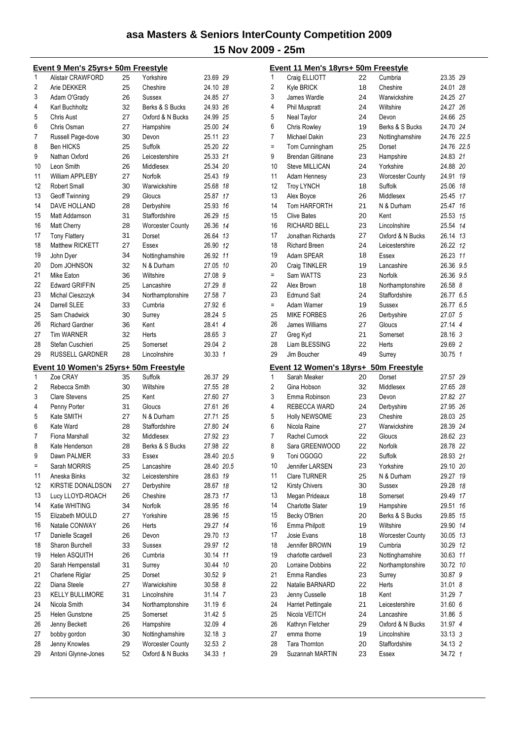# asa Masters & Seniors InterCounty Competition 2009

## 15 Nov 2009 - 25m

### Event 9 Men's 25yrs+ 50m Freestyle

| Place | Name | Age | County | Time | Points |
|---|---|---|---|---|---|
| 1 | Alistair CRAWFORD | 25 | Yorkshire | 23.69 | 29 |
| 2 | Arie DEKKER | 25 | Cheshire | 24.10 | 28 |
| 3 | Adam O'Grady | 26 | Sussex | 24.85 | 27 |
| 4 | Karl Buchholtz | 32 | Berks & S Bucks | 24.93 | 26 |
| 5 | Chris Aust | 27 | Oxford & N Bucks | 24.99 | 25 |
| 6 | Chris Osman | 27 | Hampshire | 25.00 | 24 |
| 7 | Russell Page-dove | 30 | Devon | 25.11 | 23 |
| 8 | Ben HICKS | 25 | Suffolk | 25.20 | 22 |
| 9 | Nathan Oxford | 26 | Leicestershire | 25.33 | 21 |
| 10 | Leon Smith | 26 | Middlesex | 25.34 | 20 |
| 11 | William APPLEBY | 27 | Norfolk | 25.43 | 19 |
| 12 | Robert Small | 30 | Warwickshire | 25.68 | 18 |
| 13 | Geoff Twinning | 29 | Gloucs | 25.87 | 17 |
| 14 | DAVE HOLLAND | 28 | Derbyshire | 25.93 | 16 |
| 15 | Matt Addamson | 31 | Staffordshire | 26.29 | 15 |
| 16 | Matt Cherry | 28 | Worcester County | 26.36 | 14 |
| 17 | Tony Flattery | 31 | Dorset | 26.64 | 13 |
| 18 | Matthew RICKETT | 27 | Essex | 26.90 | 12 |
| 19 | John Dyer | 34 | Nottinghamshire | 26.92 | 11 |
| 20 | Dom JOHNSON | 32 | N & Durham | 27.05 | 10 |
| 21 | Mike Eaton | 36 | Wiltshire | 27.08 | 9 |
| 22 | Edward GRIFFIN | 25 | Lancashire | 27.29 | 8 |
| 23 | Michal Cieszczyk | 34 | Northamptonshire | 27.58 | 7 |
| 24 | Darrell SLEE | 33 | Cumbria | 27.92 | 6 |
| 25 | Sam Chadwick | 30 | Surrey | 28.24 | 5 |
| 26 | Richard Gardner | 36 | Kent | 28.41 | 4 |
| 27 | Tim WARNER | 32 | Herts | 28.65 | 3 |
| 28 | Stefan Cuschieri | 25 | Somerset | 29.04 | 2 |
| 29 | RUSSELL GARDNER | 28 | Lincolnshire | 30.33 | 1 |

### Event 10 Women's 25yrs+ 50m Freestyle

| Place | Name | Age | County | Time | Points |
|---|---|---|---|---|---|
| 1 | Zoe CRAY | 35 | Suffolk | 26.37 | 29 |
| 2 | Rebecca Smith | 30 | Wiltshire | 27.55 | 28 |
| 3 | Clare Stevens | 25 | Kent | 27.60 | 27 |
| 4 | Penny Porter | 31 | Gloucs | 27.61 | 26 |
| 5 | Kate SMITH | 27 | N & Durham | 27.71 | 25 |
| 6 | Kate Ward | 28 | Staffordshire | 27.80 | 24 |
| 7 | Fiona Marshall | 32 | Middlesex | 27.92 | 23 |
| 8 | Kate Henderson | 28 | Berks & S Bucks | 27.98 | 22 |
| 9 | Dawn PALMER | 33 | Essex | 28.40 | 20.5 |
| = | Sarah MORRIS | 25 | Lancashire | 28.40 | 20.5 |
| 11 | Aneska Binks | 32 | Leicestershire | 28.63 | 19 |
| 12 | KIRSTIE DONALDSON | 27 | Derbyshire | 28.67 | 18 |
| 13 | Lucy LLOYD-ROACH | 26 | Cheshire | 28.73 | 17 |
| 14 | Katie WHITING | 34 | Norfolk | 28.95 | 16 |
| 15 | Elizabeth MOULD | 27 | Yorkshire | 28.96 | 15 |
| 16 | Natalie CONWAY | 26 | Herts | 29.27 | 14 |
| 17 | Danielle Scagell | 26 | Devon | 29.70 | 13 |
| 18 | Sharon Burchell | 33 | Sussex | 29.97 | 12 |
| 19 | Helen ASQUITH | 26 | Cumbria | 30.14 | 11 |
| 20 | Sarah Hempenstall | 31 | Surrey | 30.44 | 10 |
| 21 | Charlene Riglar | 25 | Dorset | 30.52 | 9 |
| 22 | Diana Steele | 27 | Warwickshire | 30.58 | 8 |
| 23 | KELLY BULLIMORE | 31 | Lincolnshire | 31.14 | 7 |
| 24 | Nicola Smith | 34 | Northamptonshire | 31.19 | 6 |
| 25 | Helen Gunstone | 25 | Somerset | 31.42 | 5 |
| 26 | Jenny Beckett | 26 | Hampshire | 32.09 | 4 |
| 27 | bobby gordon | 30 | Nottinghamshire | 32.18 | 3 |
| 28 | Jenny Knowles | 29 | Worcester County | 32.53 | 2 |
| 29 | Antoni Glynne-Jones | 52 | Oxford & N Bucks | 34.33 | 1 |

### Event 11 Men's 18yrs+ 50m Freestyle

| Place | Name | Age | County | Time | Points |
|---|---|---|---|---|---|
| 1 | Craig ELLIOTT | 22 | Cumbria | 23.35 | 29 |
| 2 | Kyle BRICK | 18 | Cheshire | 24.01 | 28 |
| 3 | James Wardle | 24 | Warwickshire | 24.25 | 27 |
| 4 | Phil Muspratt | 24 | Wiltshire | 24.27 | 26 |
| 5 | Neal Taylor | 24 | Devon | 24.66 | 25 |
| 6 | Chris Rowley | 19 | Berks & S Bucks | 24.70 | 24 |
| 7 | Michael Dakin | 23 | Nottinghamshire | 24.76 | 22.5 |
| = | Tom Cunningham | 25 | Dorset | 24.76 | 22.5 |
| 9 | Brendan Giltinane | 23 | Hampshire | 24.83 | 21 |
| 10 | Steve MILLICAN | 24 | Yorkshire | 24.88 | 20 |
| 11 | Adam Hennesy | 23 | Worcester County | 24.91 | 19 |
| 12 | Troy LYNCH | 18 | Suffolk | 25.06 | 18 |
| 13 | Alex Boyce | 26 | Middlesex | 25.45 | 17 |
| 14 | Tom HARFORTH | 21 | N & Durham | 25.47 | 16 |
| 15 | Clive Bates | 20 | Kent | 25.53 | 15 |
| 16 | RICHARD BELL | 23 | Lincolnshire | 25.54 | 14 |
| 17 | Jonathan Richards | 27 | Oxford & N Bucks | 26.14 | 13 |
| 18 | Richard Breen | 24 | Leicestershire | 26.22 | 12 |
| 19 | Adam SPEAR | 18 | Essex | 26.23 | 11 |
| 20 | Craig TINKLER | 19 | Lancashire | 26.36 | 9.5 |
| = | Sam WATTS | 23 | Norfolk | 26.36 | 9.5 |
| 22 | Alex Brown | 18 | Northamptonshire | 26.58 | 8 |
| 23 | Edmund Salt | 24 | Staffordshire | 26.77 | 6.5 |
| = | Adam Warner | 19 | Sussex | 26.77 | 6.5 |
| 25 | MIKE FORBES | 26 | Derbyshire | 27.07 | 5 |
| 26 | James Williams | 27 | Gloucs | 27.14 | 4 |
| 27 | Greg Kyd | 21 | Somerset | 28.16 | 3 |
| 28 | Liam BLESSING | 22 | Herts | 29.69 | 2 |
| 29 | Jim Boucher | 49 | Surrey | 30.75 | 1 |

### Event 12 Women's 18yrs+ 50m Freestyle

| Place | Name | Age | County | Time | Points |
|---|---|---|---|---|---|
| 1 | Sarah Meaker | 20 | Dorset | 27.57 | 29 |
| 2 | Gina Hobson | 32 | Middlesex | 27.65 | 28 |
| 3 | Emma Robinson | 23 | Devon | 27.82 | 27 |
| 4 | REBECCA WARD | 24 | Derbyshire | 27.95 | 26 |
| 5 | Holly NEWSOME | 23 | Cheshire | 28.03 | 25 |
| 6 | Nicola Raine | 27 | Warwickshire | 28.39 | 24 |
| 7 | Rachel Curnock | 22 | Gloucs | 28.62 | 23 |
| 8 | Sara GREENWOOD | 22 | Norfolk | 28.78 | 22 |
| 9 | Toni OGOGO | 22 | Suffolk | 28.93 | 21 |
| 10 | Jennifer LARSEN | 23 | Yorkshire | 29.10 | 20 |
| 11 | Clare TURNER | 25 | N & Durham | 29.27 | 19 |
| 12 | Kirsty Chivers | 30 | Sussex | 29.28 | 18 |
| 13 | Megan Prideaux | 18 | Somerset | 29.49 | 17 |
| 14 | Charlotte Slater | 19 | Hampshire | 29.51 | 16 |
| 15 | Becky O'Brien | 20 | Berks & S Bucks | 29.85 | 15 |
| 16 | Emma Philpott | 19 | Wiltshire | 29.90 | 14 |
| 17 | Josie Evans | 18 | Worcester County | 30.05 | 13 |
| 18 | Jennifer BROWN | 19 | Cumbria | 30.29 | 12 |
| 19 | charlotte cardwell | 23 | Nottinghamshire | 30.63 | 11 |
| 20 | Lorraine Dobbins | 22 | Northamptonshire | 30.72 | 10 |
| 21 | Emma Randles | 23 | Surrey | 30.87 | 9 |
| 22 | Natalie BARNARD | 22 | Herts | 31.01 | 8 |
| 23 | Jenny Cusselle | 18 | Kent | 31.29 | 7 |
| 24 | Harriet Pettingale | 21 | Leicestershire | 31.60 | 6 |
| 25 | Nicola VEITCH | 24 | Lancashire | 31.86 | 5 |
| 26 | Kathryn Fletcher | 29 | Oxford & N Bucks | 31.97 | 4 |
| 27 | emma thorne | 19 | Lincolnshire | 33.13 | 3 |
| 28 | Tara Thornton | 20 | Staffordshire | 34.13 | 2 |
| 29 | Suzannah MARTIN | 23 | Essex | 34.72 | 1 |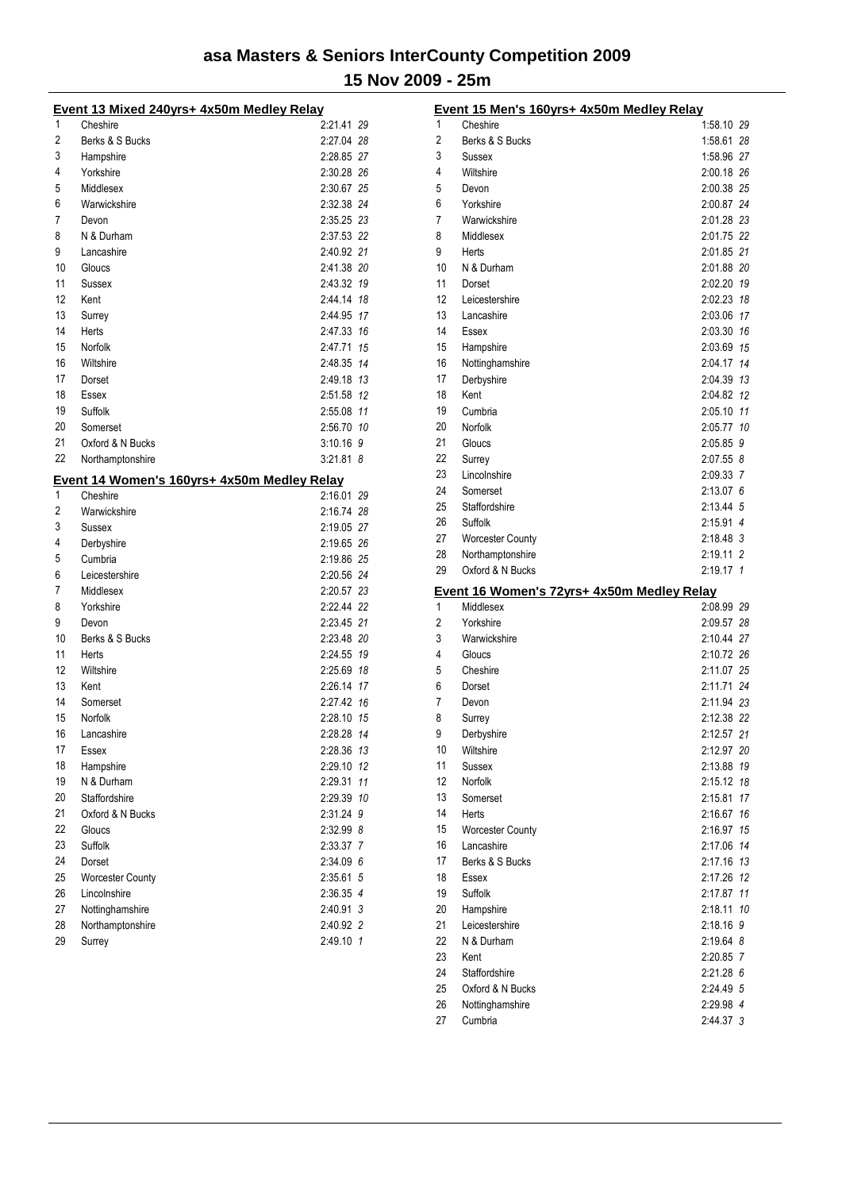# asa Masters & Seniors InterCounty Competition 2009

## 15 Nov 2009 - 25m

### Event 13 Mixed 240yrs+ 4x50m Medley Relay

| Place | Team | Time | Points |
|---|---|---|---|
| 1 | Cheshire | 2:21.41 | 29 |
| 2 | Berks & S Bucks | 2:27.04 | 28 |
| 3 | Hampshire | 2:28.85 | 27 |
| 4 | Yorkshire | 2:30.28 | 26 |
| 5 | Middlesex | 2:30.67 | 25 |
| 6 | Warwickshire | 2:32.38 | 24 |
| 7 | Devon | 2:35.25 | 23 |
| 8 | N & Durham | 2:37.53 | 22 |
| 9 | Lancashire | 2:40.92 | 21 |
| 10 | Gloucs | 2:41.38 | 20 |
| 11 | Sussex | 2:43.32 | 19 |
| 12 | Kent | 2:44.14 | 18 |
| 13 | Surrey | 2:44.95 | 17 |
| 14 | Herts | 2:47.33 | 16 |
| 15 | Norfolk | 2:47.71 | 15 |
| 16 | Wiltshire | 2:48.35 | 14 |
| 17 | Dorset | 2:49.18 | 13 |
| 18 | Essex | 2:51.58 | 12 |
| 19 | Suffolk | 2:55.08 | 11 |
| 20 | Somerset | 2:56.70 | 10 |
| 21 | Oxford & N Bucks | 3:10.16 | 9 |
| 22 | Northamptonshire | 3:21.81 | 8 |

### Event 14 Women's 160yrs+ 4x50m Medley Relay

| Place | Team | Time | Points |
|---|---|---|---|
| 1 | Cheshire | 2:16.01 | 29 |
| 2 | Warwickshire | 2:16.74 | 28 |
| 3 | Sussex | 2:19.05 | 27 |
| 4 | Derbyshire | 2:19.65 | 26 |
| 5 | Cumbria | 2:19.86 | 25 |
| 6 | Leicestershire | 2:20.56 | 24 |
| 7 | Middlesex | 2:20.57 | 23 |
| 8 | Yorkshire | 2:22.44 | 22 |
| 9 | Devon | 2:23.45 | 21 |
| 10 | Berks & S Bucks | 2:23.48 | 20 |
| 11 | Herts | 2:24.55 | 19 |
| 12 | Wiltshire | 2:25.69 | 18 |
| 13 | Kent | 2:26.14 | 17 |
| 14 | Somerset | 2:27.42 | 16 |
| 15 | Norfolk | 2:28.10 | 15 |
| 16 | Lancashire | 2:28.28 | 14 |
| 17 | Essex | 2:28.36 | 13 |
| 18 | Hampshire | 2:29.10 | 12 |
| 19 | N & Durham | 2:29.31 | 11 |
| 20 | Staffordshire | 2:29.39 | 10 |
| 21 | Oxford & N Bucks | 2:31.24 | 9 |
| 22 | Gloucs | 2:32.99 | 8 |
| 23 | Suffolk | 2:33.37 | 7 |
| 24 | Dorset | 2:34.09 | 6 |
| 25 | Worcester County | 2:35.61 | 5 |
| 26 | Lincolnshire | 2:36.35 | 4 |
| 27 | Nottinghamshire | 2:40.91 | 3 |
| 28 | Northamptonshire | 2:40.92 | 2 |
| 29 | Surrey | 2:49.10 | 1 |

### Event 15 Men's 160yrs+ 4x50m Medley Relay

| Place | Team | Time | Points |
|---|---|---|---|
| 1 | Cheshire | 1:58.10 | 29 |
| 2 | Berks & S Bucks | 1:58.61 | 28 |
| 3 | Sussex | 1:58.96 | 27 |
| 4 | Wiltshire | 2:00.18 | 26 |
| 5 | Devon | 2:00.38 | 25 |
| 6 | Yorkshire | 2:00.87 | 24 |
| 7 | Warwickshire | 2:01.28 | 23 |
| 8 | Middlesex | 2:01.75 | 22 |
| 9 | Herts | 2:01.85 | 21 |
| 10 | N & Durham | 2:01.88 | 20 |
| 11 | Dorset | 2:02.20 | 19 |
| 12 | Leicestershire | 2:02.23 | 18 |
| 13 | Lancashire | 2:03.06 | 17 |
| 14 | Essex | 2:03.30 | 16 |
| 15 | Hampshire | 2:03.69 | 15 |
| 16 | Nottinghamshire | 2:04.17 | 14 |
| 17 | Derbyshire | 2:04.39 | 13 |
| 18 | Kent | 2:04.82 | 12 |
| 19 | Cumbria | 2:05.10 | 11 |
| 20 | Norfolk | 2:05.77 | 10 |
| 21 | Gloucs | 2:05.85 | 9 |
| 22 | Surrey | 2:07.55 | 8 |
| 23 | Lincolnshire | 2:09.33 | 7 |
| 24 | Somerset | 2:13.07 | 6 |
| 25 | Staffordshire | 2:13.44 | 5 |
| 26 | Suffolk | 2:15.91 | 4 |
| 27 | Worcester County | 2:18.48 | 3 |
| 28 | Northamptonshire | 2:19.11 | 2 |
| 29 | Oxford & N Bucks | 2:19.17 | 1 |

### Event 16 Women's 72yrs+ 4x50m Medley Relay

| Place | Team | Time | Points |
|---|---|---|---|
| 1 | Middlesex | 2:08.99 | 29 |
| 2 | Yorkshire | 2:09.57 | 28 |
| 3 | Warwickshire | 2:10.44 | 27 |
| 4 | Gloucs | 2:10.72 | 26 |
| 5 | Cheshire | 2:11.07 | 25 |
| 6 | Dorset | 2:11.71 | 24 |
| 7 | Devon | 2:11.94 | 23 |
| 8 | Surrey | 2:12.38 | 22 |
| 9 | Derbyshire | 2:12.57 | 21 |
| 10 | Wiltshire | 2:12.97 | 20 |
| 11 | Sussex | 2:13.88 | 19 |
| 12 | Norfolk | 2:15.12 | 18 |
| 13 | Somerset | 2:15.81 | 17 |
| 14 | Herts | 2:16.67 | 16 |
| 15 | Worcester County | 2:16.97 | 15 |
| 16 | Lancashire | 2:17.06 | 14 |
| 17 | Berks & S Bucks | 2:17.16 | 13 |
| 18 | Essex | 2:17.26 | 12 |
| 19 | Suffolk | 2:17.87 | 11 |
| 20 | Hampshire | 2:18.11 | 10 |
| 21 | Leicestershire | 2:18.16 | 9 |
| 22 | N & Durham | 2:19.64 | 8 |
| 23 | Kent | 2:20.85 | 7 |
| 24 | Staffordshire | 2:21.28 | 6 |
| 25 | Oxford & N Bucks | 2:24.49 | 5 |
| 26 | Nottinghamshire | 2:29.98 | 4 |
| 27 | Cumbria | 2:44.37 | 3 |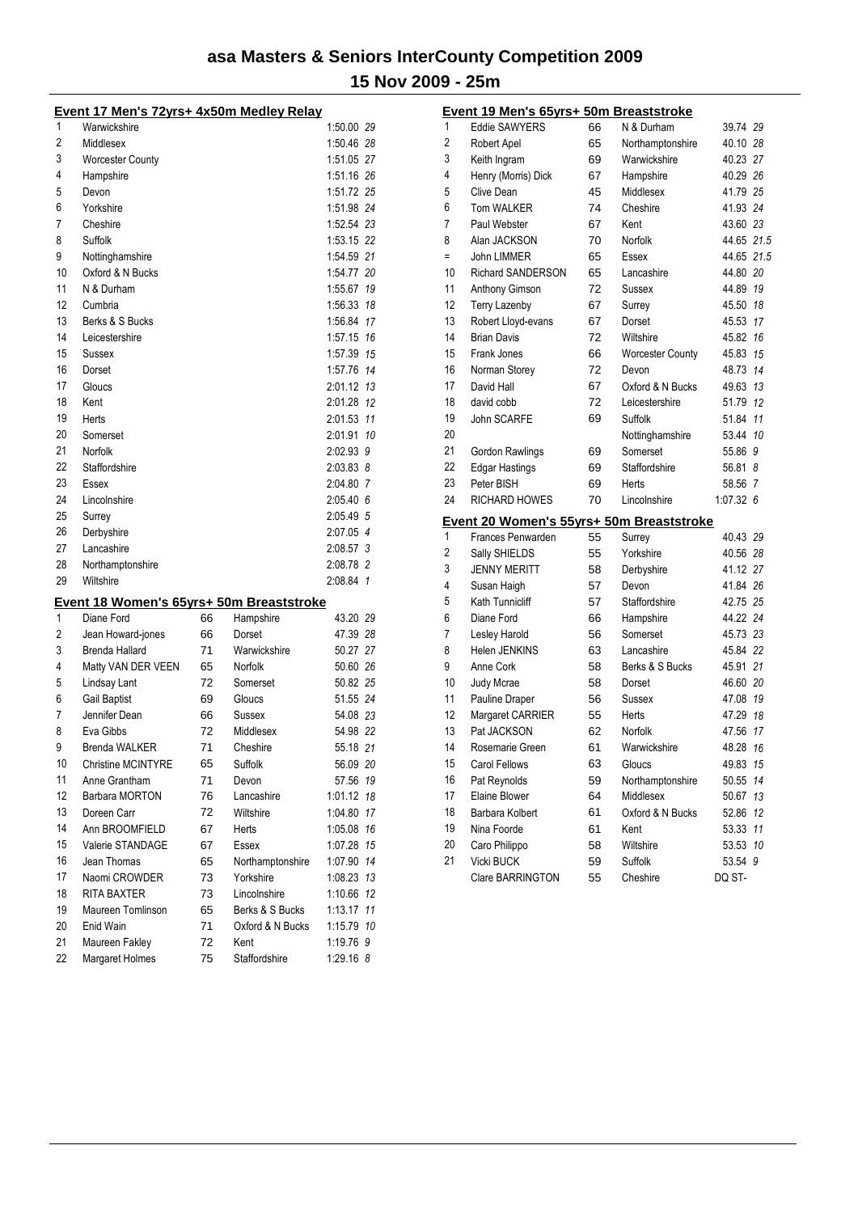# asa Masters & Seniors InterCounty Competition 2009

## 15 Nov 2009 - 25m

### Event 17 Men's 72yrs+ 4x50m Medley Relay

| Place | Team | Time | Points |
|---|---|---|---|
| 1 | Warwickshire | 1:50.00 | 29 |
| 2 | Middlesex | 1:50.46 | 28 |
| 3 | Worcester County | 1:51.05 | 27 |
| 4 | Hampshire | 1:51.16 | 26 |
| 5 | Devon | 1:51.72 | 25 |
| 6 | Yorkshire | 1:51.98 | 24 |
| 7 | Cheshire | 1:52.54 | 23 |
| 8 | Suffolk | 1:53.15 | 22 |
| 9 | Nottinghamshire | 1:54.59 | 21 |
| 10 | Oxford & N Bucks | 1:54.77 | 20 |
| 11 | N & Durham | 1:55.67 | 19 |
| 12 | Cumbria | 1:56.33 | 18 |
| 13 | Berks & S Bucks | 1:56.84 | 17 |
| 14 | Leicestershire | 1:57.15 | 16 |
| 15 | Sussex | 1:57.39 | 15 |
| 16 | Dorset | 1:57.76 | 14 |
| 17 | Gloucs | 2:01.12 | 13 |
| 18 | Kent | 2:01.28 | 12 |
| 19 | Herts | 2:01.53 | 11 |
| 20 | Somerset | 2:01.91 | 10 |
| 21 | Norfolk | 2:02.93 | 9 |
| 22 | Staffordshire | 2:03.83 | 8 |
| 23 | Essex | 2:04.80 | 7 |
| 24 | Lincolnshire | 2:05.40 | 6 |
| 25 | Surrey | 2:05.49 | 5 |
| 26 | Derbyshire | 2:07.05 | 4 |
| 27 | Lancashire | 2:08.57 | 3 |
| 28 | Northamptonshire | 2:08.78 | 2 |
| 29 | Wiltshire | 2:08.84 | 1 |

### Event 18 Women's 65yrs+ 50m Breaststroke

| Place | Name | Age | County | Time | Points |
|---|---|---|---|---|---|
| 1 | Diane Ford | 66 | Hampshire | 43.20 | 29 |
| 2 | Jean Howard-jones | 66 | Dorset | 47.39 | 28 |
| 3 | Brenda Hallard | 71 | Warwickshire | 50.27 | 27 |
| 4 | Matty VAN DER VEEN | 65 | Norfolk | 50.60 | 26 |
| 5 | Lindsay Lant | 72 | Somerset | 50.82 | 25 |
| 6 | Gail Baptist | 69 | Gloucs | 51.55 | 24 |
| 7 | Jennifer Dean | 66 | Sussex | 54.08 | 23 |
| 8 | Eva Gibbs | 72 | Middlesex | 54.98 | 22 |
| 9 | Brenda WALKER | 71 | Cheshire | 55.18 | 21 |
| 10 | Christine MCINTYRE | 65 | Suffolk | 56.09 | 20 |
| 11 | Anne Grantham | 71 | Devon | 57.56 | 19 |
| 12 | Barbara MORTON | 76 | Lancashire | 1:01.12 | 18 |
| 13 | Doreen Carr | 72 | Wiltshire | 1:04.80 | 17 |
| 14 | Ann BROOMFIELD | 67 | Herts | 1:05.08 | 16 |
| 15 | Valerie STANDAGE | 67 | Essex | 1:07.28 | 15 |
| 16 | Jean Thomas | 65 | Northamptonshire | 1:07.90 | 14 |
| 17 | Naomi CROWDER | 73 | Yorkshire | 1:08.23 | 13 |
| 18 | RITA BAXTER | 73 | Lincolnshire | 1:10.66 | 12 |
| 19 | Maureen Tomlinson | 65 | Berks & S Bucks | 1:13.17 | 11 |
| 20 | Enid Wain | 71 | Oxford & N Bucks | 1:15.79 | 10 |
| 21 | Maureen Fakley | 72 | Kent | 1:19.76 | 9 |
| 22 | Margaret Holmes | 75 | Staffordshire | 1:29.16 | 8 |

### Event 19 Men's 65yrs+ 50m Breaststroke

| Place | Name | Age | County | Time | Points |
|---|---|---|---|---|---|
| 1 | Eddie SAWYERS | 66 | N & Durham | 39.74 | 29 |
| 2 | Robert Apel | 65 | Northamptonshire | 40.10 | 28 |
| 3 | Keith Ingram | 69 | Warwickshire | 40.23 | 27 |
| 4 | Henry (Morris) Dick | 67 | Hampshire | 40.29 | 26 |
| 5 | Clive Dean | 45 | Middlesex | 41.79 | 25 |
| 6 | Tom WALKER | 74 | Cheshire | 41.93 | 24 |
| 7 | Paul Webster | 67 | Kent | 43.60 | 23 |
| 8 | Alan JACKSON | 70 | Norfolk | 44.65 | 21.5 |
| = | John LIMMER | 65 | Essex | 44.65 | 21.5 |
| 10 | Richard SANDERSON | 65 | Lancashire | 44.80 | 20 |
| 11 | Anthony Gimson | 72 | Sussex | 44.89 | 19 |
| 12 | Terry Lazenby | 67 | Surrey | 45.50 | 18 |
| 13 | Robert Lloyd-evans | 67 | Dorset | 45.53 | 17 |
| 14 | Brian Davis | 72 | Wiltshire | 45.82 | 16 |
| 15 | Frank Jones | 66 | Worcester County | 45.83 | 15 |
| 16 | Norman Storey | 72 | Devon | 48.73 | 14 |
| 17 | David Hall | 67 | Oxford & N Bucks | 49.63 | 13 |
| 18 | david cobb | 72 | Leicestershire | 51.79 | 12 |
| 19 | John SCARFE | 69 | Suffolk | 51.84 | 11 |
| 20 | | | Nottinghamshire | 53.44 | 10 |
| 21 | Gordon Rawlings | 69 | Somerset | 55.86 | 9 |
| 22 | Edgar Hastings | 69 | Staffordshire | 56.81 | 8 |
| 23 | Peter BISH | 69 | Herts | 58.56 | 7 |
| 24 | RICHARD HOWES | 70 | Lincolnshire | 1:07.32 | 6 |

### Event 20 Women's 55yrs+ 50m Breaststroke

| Place | Name | Age | County | Time | Points |
|---|---|---|---|---|---|
| 1 | Frances Penwarden | 55 | Surrey | 40.43 | 29 |
| 2 | Sally SHIELDS | 55 | Yorkshire | 40.56 | 28 |
| 3 | JENNY MERITT | 58 | Derbyshire | 41.12 | 27 |
| 4 | Susan Haigh | 57 | Devon | 41.84 | 26 |
| 5 | Kath Tunnicliff | 57 | Staffordshire | 42.75 | 25 |
| 6 | Diane Ford | 66 | Hampshire | 44.22 | 24 |
| 7 | Lesley Harold | 56 | Somerset | 45.73 | 23 |
| 8 | Helen JENKINS | 63 | Lancashire | 45.84 | 22 |
| 9 | Anne Cork | 58 | Berks & S Bucks | 45.91 | 21 |
| 10 | Judy Mcrae | 58 | Dorset | 46.60 | 20 |
| 11 | Pauline Draper | 56 | Sussex | 47.08 | 19 |
| 12 | Margaret CARRIER | 55 | Herts | 47.29 | 18 |
| 13 | Pat JACKSON | 62 | Norfolk | 47.56 | 17 |
| 14 | Rosemarie Green | 61 | Warwickshire | 48.28 | 16 |
| 15 | Carol Fellows | 63 | Gloucs | 49.83 | 15 |
| 16 | Pat Reynolds | 59 | Northamptonshire | 50.55 | 14 |
| 17 | Elaine Blower | 64 | Middlesex | 50.67 | 13 |
| 18 | Barbara Kolbert | 61 | Oxford & N Bucks | 52.86 | 12 |
| 19 | Nina Foorde | 61 | Kent | 53.33 | 11 |
| 20 | Caro Philippo | 58 | Wiltshire | 53.53 | 10 |
| 21 | Vicki BUCK | 59 | Suffolk | 53.54 | 9 |
| | Clare BARRINGTON | 55 | Cheshire | DQ ST- | |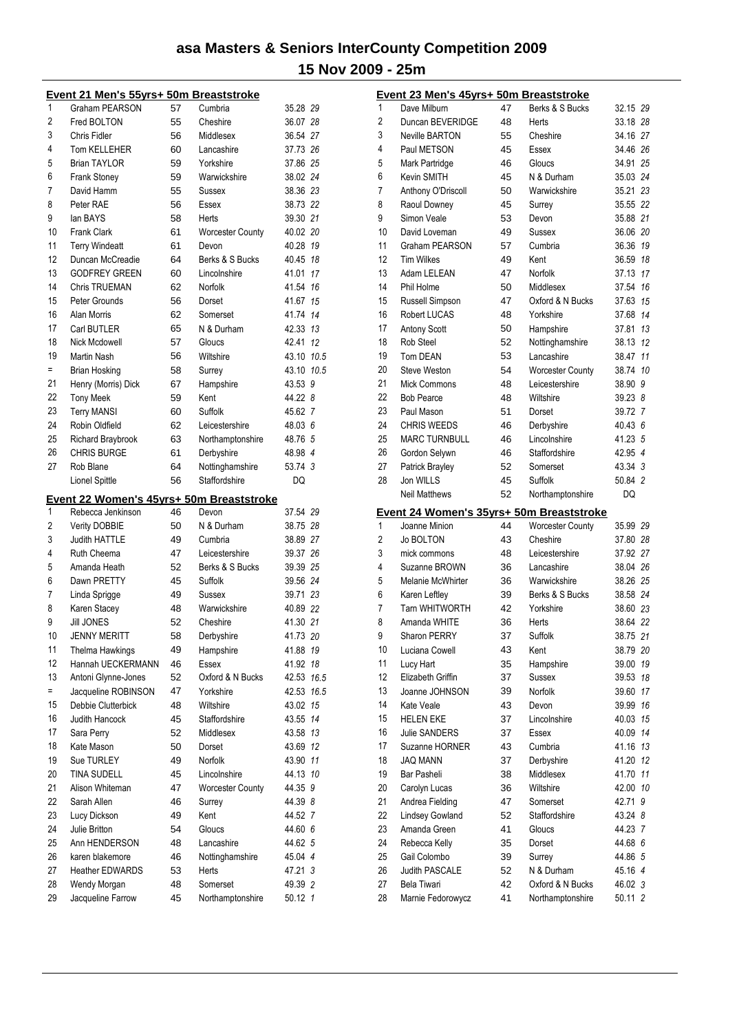# asa Masters & Seniors InterCounty Competition 2009

## 15 Nov 2009 - 25m

### Event 21 Men's 55yrs+ 50m Breaststroke

| Place | Name | Age | County | Time | Points |
|---|---|---|---|---|---|
| 1 | Graham PEARSON | 57 | Cumbria | 35.28 | 29 |
| 2 | Fred BOLTON | 55 | Cheshire | 36.07 | 28 |
| 3 | Chris Fidler | 56 | Middlesex | 36.54 | 27 |
| 4 | Tom KELLEHER | 60 | Lancashire | 37.73 | 26 |
| 5 | Brian TAYLOR | 59 | Yorkshire | 37.86 | 25 |
| 6 | Frank Stoney | 59 | Warwickshire | 38.02 | 24 |
| 7 | David Hamm | 55 | Sussex | 38.36 | 23 |
| 8 | Peter RAE | 56 | Essex | 38.73 | 22 |
| 9 | Ian BAYS | 58 | Herts | 39.30 | 21 |
| 10 | Frank Clark | 61 | Worcester County | 40.02 | 20 |
| 11 | Terry Windeatt | 61 | Devon | 40.28 | 19 |
| 12 | Duncan McCreadie | 64 | Berks & S Bucks | 40.45 | 18 |
| 13 | GODFREY GREEN | 60 | Lincolnshire | 41.01 | 17 |
| 14 | Chris TRUEMAN | 62 | Norfolk | 41.54 | 16 |
| 15 | Peter Grounds | 56 | Dorset | 41.67 | 15 |
| 16 | Alan Morris | 62 | Somerset | 41.74 | 14 |
| 17 | Carl BUTLER | 65 | N & Durham | 42.33 | 13 |
| 18 | Nick Mcdowell | 57 | Gloucs | 42.41 | 12 |
| 19 | Martin Nash | 56 | Wiltshire | 43.10 | 10.5 |
| = | Brian Hosking | 58 | Surrey | 43.10 | 10.5 |
| 21 | Henry (Morris) Dick | 67 | Hampshire | 43.53 | 9 |
| 22 | Tony Meek | 59 | Kent | 44.22 | 8 |
| 23 | Terry MANSI | 60 | Suffolk | 45.62 | 7 |
| 24 | Robin Oldfield | 62 | Leicestershire | 48.03 | 6 |
| 25 | Richard Braybrook | 63 | Northamptonshire | 48.76 | 5 |
| 26 | CHRIS BURGE | 61 | Derbyshire | 48.98 | 4 |
| 27 | Rob Blane | 64 | Nottinghamshire | 53.74 | 3 |
| | Lionel Spittle | 56 | Staffordshire | DQ | |

### Event 22 Women's 45yrs+ 50m Breaststroke

| Place | Name | Age | County | Time | Points |
|---|---|---|---|---|---|
| 1 | Rebecca Jenkinson | 46 | Devon | 37.54 | 29 |
| 2 | Verity DOBBIE | 50 | N & Durham | 38.75 | 28 |
| 3 | Judith HATTLE | 49 | Cumbria | 38.89 | 27 |
| 4 | Ruth Cheema | 47 | Leicestershire | 39.37 | 26 |
| 5 | Amanda Heath | 52 | Berks & S Bucks | 39.39 | 25 |
| 6 | Dawn PRETTY | 45 | Suffolk | 39.56 | 24 |
| 7 | Linda Sprigge | 49 | Sussex | 39.71 | 23 |
| 8 | Karen Stacey | 48 | Warwickshire | 40.89 | 22 |
| 9 | Jill JONES | 52 | Cheshire | 41.30 | 21 |
| 10 | JENNY MERITT | 58 | Derbyshire | 41.73 | 20 |
| 11 | Thelma Hawkings | 49 | Hampshire | 41.88 | 19 |
| 12 | Hannah UECKERMANN | 46 | Essex | 41.92 | 18 |
| 13 | Antoni Glynne-Jones | 52 | Oxford & N Bucks | 42.53 | 16.5 |
| = | Jacqueline ROBINSON | 47 | Yorkshire | 42.53 | 16.5 |
| 15 | Debbie Clutterbick | 48 | Wiltshire | 43.02 | 15 |
| 16 | Judith Hancock | 45 | Staffordshire | 43.55 | 14 |
| 17 | Sara Perry | 52 | Middlesex | 43.58 | 13 |
| 18 | Kate Mason | 50 | Dorset | 43.69 | 12 |
| 19 | Sue TURLEY | 49 | Norfolk | 43.90 | 11 |
| 20 | TINA SUDELL | 45 | Lincolnshire | 44.13 | 10 |
| 21 | Alison Whiteman | 47 | Worcester County | 44.35 | 9 |
| 22 | Sarah Allen | 46 | Surrey | 44.39 | 8 |
| 23 | Lucy Dickson | 49 | Kent | 44.52 | 7 |
| 24 | Julie Britton | 54 | Gloucs | 44.60 | 6 |
| 25 | Ann HENDERSON | 48 | Lancashire | 44.62 | 5 |
| 26 | karen blakemore | 46 | Nottinghamshire | 45.04 | 4 |
| 27 | Heather EDWARDS | 53 | Herts | 47.21 | 3 |
| 28 | Wendy Morgan | 48 | Somerset | 49.39 | 2 |
| 29 | Jacqueline Farrow | 45 | Northamptonshire | 50.12 | 1 |

### Event 23 Men's 45yrs+ 50m Breaststroke

| Place | Name | Age | County | Time | Points |
|---|---|---|---|---|---|
| 1 | Dave Milburn | 47 | Berks & S Bucks | 32.15 | 29 |
| 2 | Duncan BEVERIDGE | 48 | Herts | 33.18 | 28 |
| 3 | Neville BARTON | 55 | Cheshire | 34.16 | 27 |
| 4 | Paul METSON | 45 | Essex | 34.46 | 26 |
| 5 | Mark Partridge | 46 | Gloucs | 34.91 | 25 |
| 6 | Kevin SMITH | 45 | N & Durham | 35.03 | 24 |
| 7 | Anthony O'Driscoll | 50 | Warwickshire | 35.21 | 23 |
| 8 | Raoul Downey | 45 | Surrey | 35.55 | 22 |
| 9 | Simon Veale | 53 | Devon | 35.88 | 21 |
| 10 | David Loveman | 49 | Sussex | 36.06 | 20 |
| 11 | Graham PEARSON | 57 | Cumbria | 36.36 | 19 |
| 12 | Tim Wilkes | 49 | Kent | 36.59 | 18 |
| 13 | Adam LELEAN | 47 | Norfolk | 37.13 | 17 |
| 14 | Phil Holme | 50 | Middlesex | 37.54 | 16 |
| 15 | Russell Simpson | 47 | Oxford & N Bucks | 37.63 | 15 |
| 16 | Robert LUCAS | 48 | Yorkshire | 37.68 | 14 |
| 17 | Antony Scott | 50 | Hampshire | 37.81 | 13 |
| 18 | Rob Steel | 52 | Nottinghamshire | 38.13 | 12 |
| 19 | Tom DEAN | 53 | Lancashire | 38.47 | 11 |
| 20 | Steve Weston | 54 | Worcester County | 38.74 | 10 |
| 21 | Mick Commons | 48 | Leicestershire | 38.90 | 9 |
| 22 | Bob Pearce | 48 | Wiltshire | 39.23 | 8 |
| 23 | Paul Mason | 51 | Dorset | 39.72 | 7 |
| 24 | CHRIS WEEDS | 46 | Derbyshire | 40.43 | 6 |
| 25 | MARC TURNBULL | 46 | Lincolnshire | 41.23 | 5 |
| 26 | Gordon Selywn | 46 | Staffordshire | 42.95 | 4 |
| 27 | Patrick Brayley | 52 | Somerset | 43.34 | 3 |
| 28 | Jon WILLS | 45 | Suffolk | 50.84 | 2 |
| | Neil Matthews | 52 | Northamptonshire | DQ | |

### Event 24 Women's 35yrs+ 50m Breaststroke

| Place | Name | Age | County | Time | Points |
|---|---|---|---|---|---|
| 1 | Joanne Minion | 44 | Worcester County | 35.99 | 29 |
| 2 | Jo BOLTON | 43 | Cheshire | 37.80 | 28 |
| 3 | mick commons | 48 | Leicestershire | 37.92 | 27 |
| 4 | Suzanne BROWN | 36 | Lancashire | 38.04 | 26 |
| 5 | Melanie McWhirter | 36 | Warwickshire | 38.26 | 25 |
| 6 | Karen Leftley | 39 | Berks & S Bucks | 38.58 | 24 |
| 7 | Tam WHITWORTH | 42 | Yorkshire | 38.60 | 23 |
| 8 | Amanda WHITE | 36 | Herts | 38.64 | 22 |
| 9 | Sharon PERRY | 37 | Suffolk | 38.75 | 21 |
| 10 | Luciana Cowell | 43 | Kent | 38.79 | 20 |
| 11 | Lucy Hart | 35 | Hampshire | 39.00 | 19 |
| 12 | Elizabeth Griffin | 37 | Sussex | 39.53 | 18 |
| 13 | Joanne JOHNSON | 39 | Norfolk | 39.60 | 17 |
| 14 | Kate Veale | 43 | Devon | 39.99 | 16 |
| 15 | HELEN EKE | 37 | Lincolnshire | 40.03 | 15 |
| 16 | Julie SANDERS | 37 | Essex | 40.09 | 14 |
| 17 | Suzanne HORNER | 43 | Cumbria | 41.16 | 13 |
| 18 | JAQ MANN | 37 | Derbyshire | 41.20 | 12 |
| 19 | Bar Pasheli | 38 | Middlesex | 41.70 | 11 |
| 20 | Carolyn Lucas | 36 | Wiltshire | 42.00 | 10 |
| 21 | Andrea Fielding | 47 | Somerset | 42.71 | 9 |
| 22 | Lindsey Gowland | 52 | Staffordshire | 43.24 | 8 |
| 23 | Amanda Green | 41 | Gloucs | 44.23 | 7 |
| 24 | Rebecca Kelly | 35 | Dorset | 44.68 | 6 |
| 25 | Gail Colombo | 39 | Surrey | 44.86 | 5 |
| 26 | Judith PASCALE | 52 | N & Durham | 45.16 | 4 |
| 27 | Bela Tiwari | 42 | Oxford & N Bucks | 46.02 | 3 |
| 28 | Marnie Fedorowycz | 41 | Northamptonshire | 50.11 | 2 |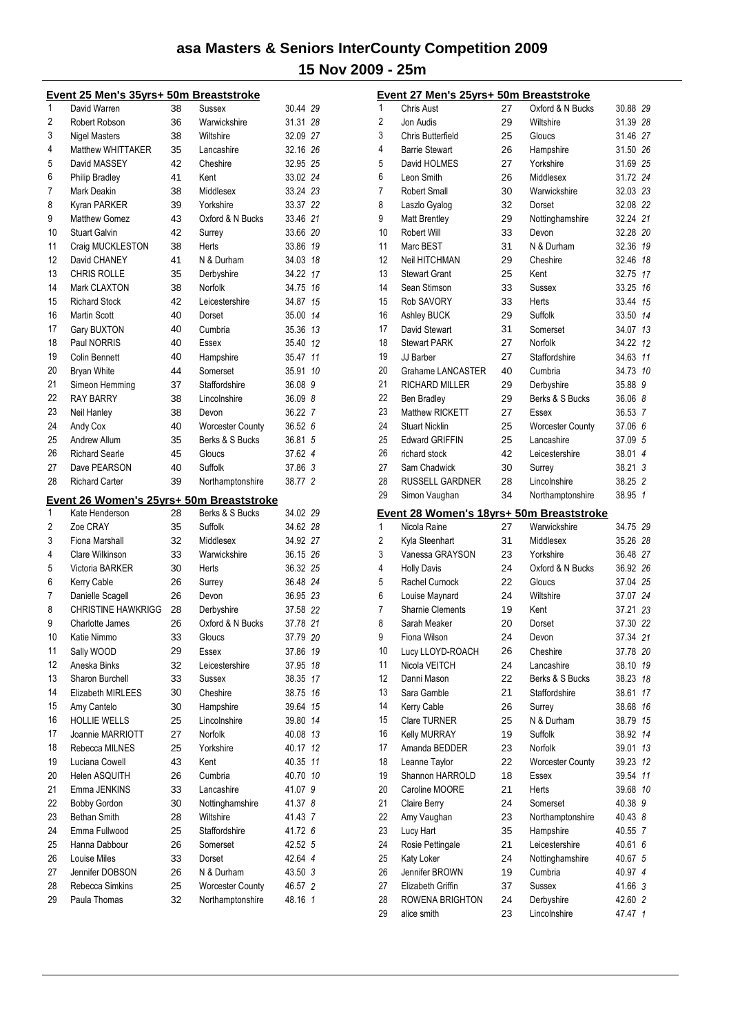# asa Masters & Seniors InterCounty Competition 2009

## 15 Nov 2009 - 25m

### Event 25 Men's 35yrs+ 50m Breaststroke

| Pos | Name | Age | County | Time | Points |
|---|---|---|---|---|---|
| 1 | David Warren | 38 | Sussex | 30.44 | 29 |
| 2 | Robert Robson | 36 | Warwickshire | 31.31 | 28 |
| 3 | Nigel Masters | 38 | Wiltshire | 32.09 | 27 |
| 4 | Matthew WHITTAKER | 35 | Lancashire | 32.16 | 26 |
| 5 | David MASSEY | 42 | Cheshire | 32.95 | 25 |
| 6 | Philip Bradley | 41 | Kent | 33.02 | 24 |
| 7 | Mark Deakin | 38 | Middlesex | 33.24 | 23 |
| 8 | Kyran PARKER | 39 | Yorkshire | 33.37 | 22 |
| 9 | Matthew Gomez | 43 | Oxford & N Bucks | 33.46 | 21 |
| 10 | Stuart Galvin | 42 | Surrey | 33.66 | 20 |
| 11 | Craig MUCKLESTON | 38 | Herts | 33.86 | 19 |
| 12 | David CHANEY | 41 | N & Durham | 34.03 | 18 |
| 13 | CHRIS ROLLE | 35 | Derbyshire | 34.22 | 17 |
| 14 | Mark CLAXTON | 38 | Norfolk | 34.75 | 16 |
| 15 | Richard Stock | 42 | Leicestershire | 34.87 | 15 |
| 16 | Martin Scott | 40 | Dorset | 35.00 | 14 |
| 17 | Gary BUXTON | 40 | Cumbria | 35.36 | 13 |
| 18 | Paul NORRIS | 40 | Essex | 35.40 | 12 |
| 19 | Colin Bennett | 40 | Hampshire | 35.47 | 11 |
| 20 | Bryan White | 44 | Somerset | 35.91 | 10 |
| 21 | Simeon Hemming | 37 | Staffordshire | 36.08 | 9 |
| 22 | RAY BARRY | 38 | Lincolnshire | 36.09 | 8 |
| 23 | Neil Hanley | 38 | Devon | 36.22 | 7 |
| 24 | Andy Cox | 40 | Worcester County | 36.52 | 6 |
| 25 | Andrew Allum | 35 | Berks & S Bucks | 36.81 | 5 |
| 26 | Richard Searle | 45 | Gloucs | 37.62 | 4 |
| 27 | Dave PEARSON | 40 | Suffolk | 37.86 | 3 |
| 28 | Richard Carter | 39 | Northamptonshire | 38.77 | 2 |

### Event 26 Women's 25yrs+ 50m Breaststroke

| Pos | Name | Age | County | Time | Points |
|---|---|---|---|---|---|
| 1 | Kate Henderson | 28 | Berks & S Bucks | 34.02 | 29 |
| 2 | Zoe CRAY | 35 | Suffolk | 34.62 | 28 |
| 3 | Fiona Marshall | 32 | Middlesex | 34.92 | 27 |
| 4 | Clare Wilkinson | 33 | Warwickshire | 36.15 | 26 |
| 5 | Victoria BARKER | 30 | Herts | 36.32 | 25 |
| 6 | Kerry Cable | 26 | Surrey | 36.48 | 24 |
| 7 | Danielle Scagell | 26 | Devon | 36.95 | 23 |
| 8 | CHRISTINE HAWKRIGG | 28 | Derbyshire | 37.58 | 22 |
| 9 | Charlotte James | 26 | Oxford & N Bucks | 37.78 | 21 |
| 10 | Katie Nimmo | 33 | Gloucs | 37.79 | 20 |
| 11 | Sally WOOD | 29 | Essex | 37.86 | 19 |
| 12 | Aneska Binks | 32 | Leicestershire | 37.95 | 18 |
| 13 | Sharon Burchell | 33 | Sussex | 38.35 | 17 |
| 14 | Elizabeth MIRLEES | 30 | Cheshire | 38.75 | 16 |
| 15 | Amy Cantelo | 30 | Hampshire | 39.64 | 15 |
| 16 | HOLLIE WELLS | 25 | Lincolnshire | 39.80 | 14 |
| 17 | Joannie MARRIOTT | 27 | Norfolk | 40.08 | 13 |
| 18 | Rebecca MILNES | 25 | Yorkshire | 40.17 | 12 |
| 19 | Luciana Cowell | 43 | Kent | 40.35 | 11 |
| 20 | Helen ASQUITH | 26 | Cumbria | 40.70 | 10 |
| 21 | Emma JENKINS | 33 | Lancashire | 41.07 | 9 |
| 22 | Bobby Gordon | 30 | Nottinghamshire | 41.37 | 8 |
| 23 | Bethan Smith | 28 | Wiltshire | 41.43 | 7 |
| 24 | Emma Fullwood | 25 | Staffordshire | 41.72 | 6 |
| 25 | Hanna Dabbour | 26 | Somerset | 42.52 | 5 |
| 26 | Louise Miles | 33 | Dorset | 42.64 | 4 |
| 27 | Jennifer DOBSON | 26 | N & Durham | 43.50 | 3 |
| 28 | Rebecca Simkins | 25 | Worcester County | 46.57 | 2 |
| 29 | Paula Thomas | 32 | Northamptonshire | 48.16 | 1 |

### Event 27 Men's 25yrs+ 50m Breaststroke

| Pos | Name | Age | County | Time | Points |
|---|---|---|---|---|---|
| 1 | Chris Aust | 27 | Oxford & N Bucks | 30.88 | 29 |
| 2 | Jon Audis | 29 | Wiltshire | 31.39 | 28 |
| 3 | Chris Butterfield | 25 | Gloucs | 31.46 | 27 |
| 4 | Barrie Stewart | 26 | Hampshire | 31.50 | 26 |
| 5 | David HOLMES | 27 | Yorkshire | 31.69 | 25 |
| 6 | Leon Smith | 26 | Middlesex | 31.72 | 24 |
| 7 | Robert Small | 30 | Warwickshire | 32.03 | 23 |
| 8 | Laszlo Gyalog | 32 | Dorset | 32.08 | 22 |
| 9 | Matt Brentley | 29 | Nottinghamshire | 32.24 | 21 |
| 10 | Robert Will | 33 | Devon | 32.28 | 20 |
| 11 | Marc BEST | 31 | N & Durham | 32.36 | 19 |
| 12 | Neil HITCHMAN | 29 | Cheshire | 32.46 | 18 |
| 13 | Stewart Grant | 25 | Kent | 32.75 | 17 |
| 14 | Sean Stimson | 33 | Sussex | 33.25 | 16 |
| 15 | Rob SAVORY | 33 | Herts | 33.44 | 15 |
| 16 | Ashley BUCK | 29 | Suffolk | 33.50 | 14 |
| 17 | David Stewart | 31 | Somerset | 34.07 | 13 |
| 18 | Stewart PARK | 27 | Norfolk | 34.22 | 12 |
| 19 | JJ Barber | 27 | Staffordshire | 34.63 | 11 |
| 20 | Grahame LANCASTER | 40 | Cumbria | 34.73 | 10 |
| 21 | RICHARD MILLER | 29 | Derbyshire | 35.88 | 9 |
| 22 | Ben Bradley | 29 | Berks & S Bucks | 36.06 | 8 |
| 23 | Matthew RICKETT | 27 | Essex | 36.53 | 7 |
| 24 | Stuart Nicklin | 25 | Worcester County | 37.06 | 6 |
| 25 | Edward GRIFFIN | 25 | Lancashire | 37.09 | 5 |
| 26 | richard stock | 42 | Leicestershire | 38.01 | 4 |
| 27 | Sam Chadwick | 30 | Surrey | 38.21 | 3 |
| 28 | RUSSELL GARDNER | 28 | Lincolnshire | 38.25 | 2 |
| 29 | Simon Vaughan | 34 | Northamptonshire | 38.95 | 1 |

### Event 28 Women's 18yrs+ 50m Breaststroke

| Pos | Name | Age | County | Time | Points |
|---|---|---|---|---|---|
| 1 | Nicola Raine | 27 | Warwickshire | 34.75 | 29 |
| 2 | Kyla Steenhart | 31 | Middlesex | 35.26 | 28 |
| 3 | Vanessa GRAYSON | 23 | Yorkshire | 36.48 | 27 |
| 4 | Holly Davis | 24 | Oxford & N Bucks | 36.92 | 26 |
| 5 | Rachel Curnock | 22 | Gloucs | 37.04 | 25 |
| 6 | Louise Maynard | 24 | Wiltshire | 37.07 | 24 |
| 7 | Sharnie Clements | 19 | Kent | 37.21 | 23 |
| 8 | Sarah Meaker | 20 | Dorset | 37.30 | 22 |
| 9 | Fiona Wilson | 24 | Devon | 37.34 | 21 |
| 10 | Lucy LLOYD-ROACH | 26 | Cheshire | 37.78 | 20 |
| 11 | Nicola VEITCH | 24 | Lancashire | 38.10 | 19 |
| 12 | Danni Mason | 22 | Berks & S Bucks | 38.23 | 18 |
| 13 | Sara Gamble | 21 | Staffordshire | 38.61 | 17 |
| 14 | Kerry Cable | 26 | Surrey | 38.68 | 16 |
| 15 | Clare TURNER | 25 | N & Durham | 38.79 | 15 |
| 16 | Kelly MURRAY | 19 | Suffolk | 38.92 | 14 |
| 17 | Amanda BEDDER | 23 | Norfolk | 39.01 | 13 |
| 18 | Leanne Taylor | 22 | Worcester County | 39.23 | 12 |
| 19 | Shannon HARROLD | 18 | Essex | 39.54 | 11 |
| 20 | Caroline MOORE | 21 | Herts | 39.68 | 10 |
| 21 | Claire Berry | 24 | Somerset | 40.38 | 9 |
| 22 | Amy Vaughan | 23 | Northamptonshire | 40.43 | 8 |
| 23 | Lucy Hart | 35 | Hampshire | 40.55 | 7 |
| 24 | Rosie Pettingale | 21 | Leicestershire | 40.61 | 6 |
| 25 | Katy Loker | 24 | Nottinghamshire | 40.67 | 5 |
| 26 | Jennifer BROWN | 19 | Cumbria | 40.97 | 4 |
| 27 | Elizabeth Griffin | 37 | Sussex | 41.66 | 3 |
| 28 | ROWENA BRIGHTON | 24 | Derbyshire | 42.60 | 2 |
| 29 | alice smith | 23 | Lincolnshire | 47.47 | 1 |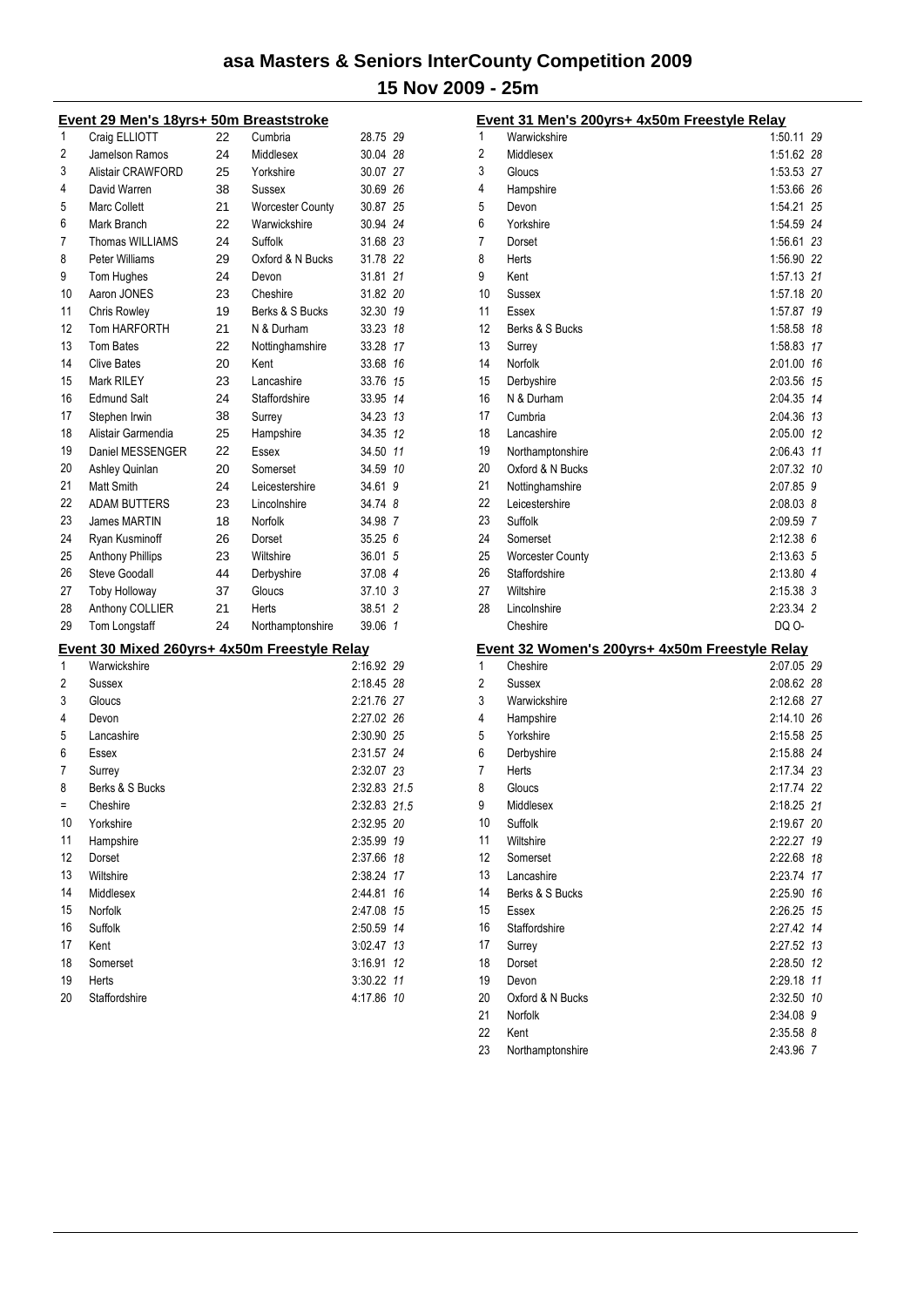# asa Masters & Seniors InterCounty Competition 2009

## 15 Nov 2009 - 25m

### Event 29 Men's 18yrs+ 50m Breaststroke

| Place | Name | Age | County | Time | Points |
|---|---|---|---|---|---|
| 1 | Craig ELLIOTT | 22 | Cumbria | 28.75 | 29 |
| 2 | Jamelson Ramos | 24 | Middlesex | 30.04 | 28 |
| 3 | Alistair CRAWFORD | 25 | Yorkshire | 30.07 | 27 |
| 4 | David Warren | 38 | Sussex | 30.69 | 26 |
| 5 | Marc Collett | 21 | Worcester County | 30.87 | 25 |
| 6 | Mark Branch | 22 | Warwickshire | 30.94 | 24 |
| 7 | Thomas WILLIAMS | 24 | Suffolk | 31.68 | 23 |
| 8 | Peter Williams | 29 | Oxford & N Bucks | 31.78 | 22 |
| 9 | Tom Hughes | 24 | Devon | 31.81 | 21 |
| 10 | Aaron JONES | 23 | Cheshire | 31.82 | 20 |
| 11 | Chris Rowley | 19 | Berks & S Bucks | 32.30 | 19 |
| 12 | Tom HARFORTH | 21 | N & Durham | 33.23 | 18 |
| 13 | Tom Bates | 22 | Nottinghamshire | 33.28 | 17 |
| 14 | Clive Bates | 20 | Kent | 33.68 | 16 |
| 15 | Mark RILEY | 23 | Lancashire | 33.76 | 15 |
| 16 | Edmund Salt | 24 | Staffordshire | 33.95 | 14 |
| 17 | Stephen Irwin | 38 | Surrey | 34.23 | 13 |
| 18 | Alistair Garmendia | 25 | Hampshire | 34.35 | 12 |
| 19 | Daniel MESSENGER | 22 | Essex | 34.50 | 11 |
| 20 | Ashley Quinlan | 20 | Somerset | 34.59 | 10 |
| 21 | Matt Smith | 24 | Leicestershire | 34.61 | 9 |
| 22 | ADAM BUTTERS | 23 | Lincolnshire | 34.74 | 8 |
| 23 | James MARTIN | 18 | Norfolk | 34.98 | 7 |
| 24 | Ryan Kusminoff | 26 | Dorset | 35.25 | 6 |
| 25 | Anthony Phillips | 23 | Wiltshire | 36.01 | 5 |
| 26 | Steve Goodall | 44 | Derbyshire | 37.08 | 4 |
| 27 | Toby Holloway | 37 | Gloucs | 37.10 | 3 |
| 28 | Anthony COLLIER | 21 | Herts | 38.51 | 2 |
| 29 | Tom Longstaff | 24 | Northamptonshire | 39.06 | 1 |

### Event 30 Mixed 260yrs+ 4x50m Freestyle Relay

| Place | Team | Time | Points |
|---|---|---|---|
| 1 | Warwickshire | 2:16.92 | 29 |
| 2 | Sussex | 2:18.45 | 28 |
| 3 | Gloucs | 2:21.76 | 27 |
| 4 | Devon | 2:27.02 | 26 |
| 5 | Lancashire | 2:30.90 | 25 |
| 6 | Essex | 2:31.57 | 24 |
| 7 | Surrey | 2:32.07 | 23 |
| 8 | Berks & S Bucks | 2:32.83 | 21.5 |
| = | Cheshire | 2:32.83 | 21.5 |
| 10 | Yorkshire | 2:32.95 | 20 |
| 11 | Hampshire | 2:35.99 | 19 |
| 12 | Dorset | 2:37.66 | 18 |
| 13 | Wiltshire | 2:38.24 | 17 |
| 14 | Middlesex | 2:44.81 | 16 |
| 15 | Norfolk | 2:47.08 | 15 |
| 16 | Suffolk | 2:50.59 | 14 |
| 17 | Kent | 3:02.47 | 13 |
| 18 | Somerset | 3:16.91 | 12 |
| 19 | Herts | 3:30.22 | 11 |
| 20 | Staffordshire | 4:17.86 | 10 |

### Event 31 Men's 200yrs+ 4x50m Freestyle Relay

| Place | Team | Time | Points |
|---|---|---|---|
| 1 | Warwickshire | 1:50.11 | 29 |
| 2 | Middlesex | 1:51.62 | 28 |
| 3 | Gloucs | 1:53.53 | 27 |
| 4 | Hampshire | 1:53.66 | 26 |
| 5 | Devon | 1:54.21 | 25 |
| 6 | Yorkshire | 1:54.59 | 24 |
| 7 | Dorset | 1:56.61 | 23 |
| 8 | Herts | 1:56.90 | 22 |
| 9 | Kent | 1:57.13 | 21 |
| 10 | Sussex | 1:57.18 | 20 |
| 11 | Essex | 1:57.87 | 19 |
| 12 | Berks & S Bucks | 1:58.58 | 18 |
| 13 | Surrey | 1:58.83 | 17 |
| 14 | Norfolk | 2:01.00 | 16 |
| 15 | Derbyshire | 2:03.56 | 15 |
| 16 | N & Durham | 2:04.35 | 14 |
| 17 | Cumbria | 2:04.36 | 13 |
| 18 | Lancashire | 2:05.00 | 12 |
| 19 | Northamptonshire | 2:06.43 | 11 |
| 20 | Oxford & N Bucks | 2:07.32 | 10 |
| 21 | Nottinghamshire | 2:07.85 | 9 |
| 22 | Leicestershire | 2:08.03 | 8 |
| 23 | Suffolk | 2:09.59 | 7 |
| 24 | Somerset | 2:12.38 | 6 |
| 25 | Worcester County | 2:13.63 | 5 |
| 26 | Staffordshire | 2:13.80 | 4 |
| 27 | Wiltshire | 2:15.38 | 3 |
| 28 | Lincolnshire | 2:23.34 | 2 |
| | Cheshire | DQ O- | |

### Event 32 Women's 200yrs+ 4x50m Freestyle Relay

| Place | Team | Time | Points |
|---|---|---|---|
| 1 | Cheshire | 2:07.05 | 29 |
| 2 | Sussex | 2:08.62 | 28 |
| 3 | Warwickshire | 2:12.68 | 27 |
| 4 | Hampshire | 2:14.10 | 26 |
| 5 | Yorkshire | 2:15.58 | 25 |
| 6 | Derbyshire | 2:15.88 | 24 |
| 7 | Herts | 2:17.34 | 23 |
| 8 | Gloucs | 2:17.74 | 22 |
| 9 | Middlesex | 2:18.25 | 21 |
| 10 | Suffolk | 2:19.67 | 20 |
| 11 | Wiltshire | 2:22.27 | 19 |
| 12 | Somerset | 2:22.68 | 18 |
| 13 | Lancashire | 2:23.74 | 17 |
| 14 | Berks & S Bucks | 2:25.90 | 16 |
| 15 | Essex | 2:26.25 | 15 |
| 16 | Staffordshire | 2:27.42 | 14 |
| 17 | Surrey | 2:27.52 | 13 |
| 18 | Dorset | 2:28.50 | 12 |
| 19 | Devon | 2:29.18 | 11 |
| 20 | Oxford & N Bucks | 2:32.50 | 10 |
| 21 | Norfolk | 2:34.08 | 9 |
| 22 | Kent | 2:35.58 | 8 |
| 23 | Northamptonshire | 2:43.96 | 7 |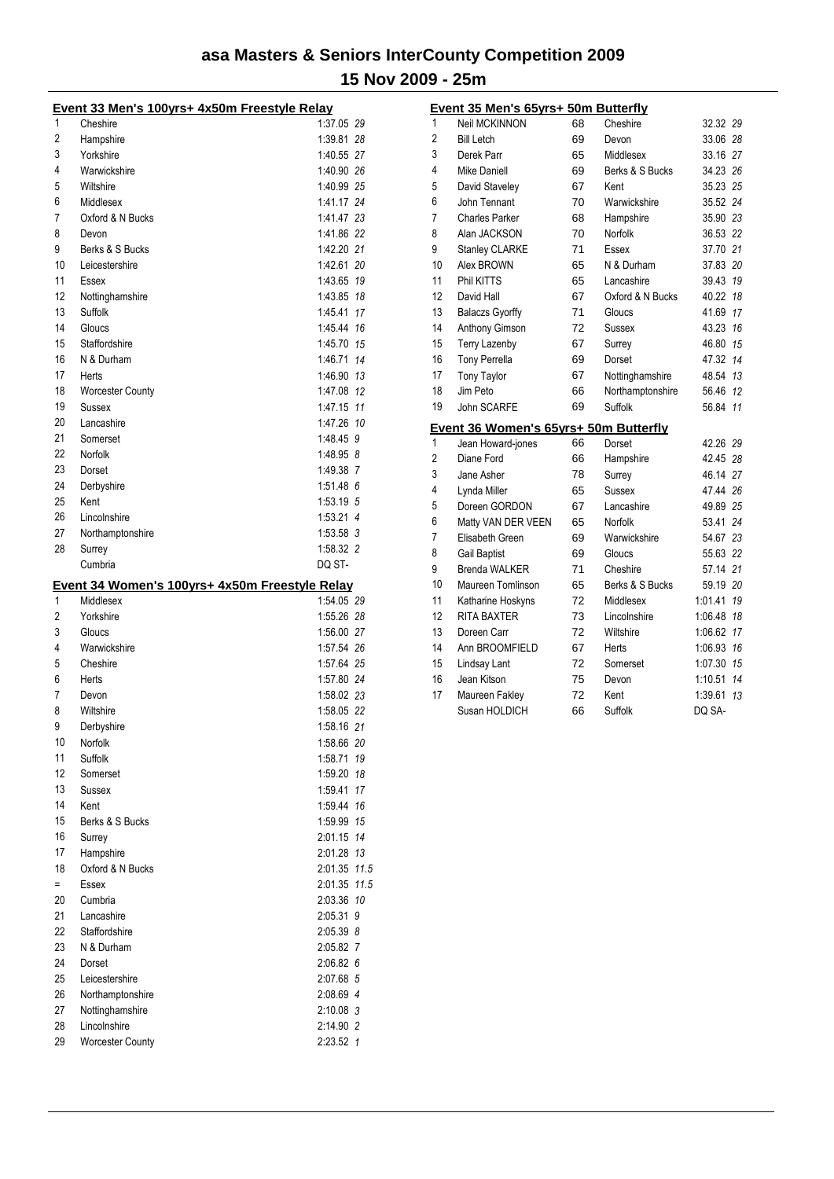# asa Masters & Seniors InterCounty Competition 2009

## 15 Nov 2009 - 25m

### Event 33 Men's 100yrs+ 4x50m Freestyle Relay

| Place | Team | Time | Points |
|---|---|---|---|
| 1 | Cheshire | 1:37.05 | 29 |
| 2 | Hampshire | 1:39.81 | 28 |
| 3 | Yorkshire | 1:40.55 | 27 |
| 4 | Warwickshire | 1:40.90 | 26 |
| 5 | Wiltshire | 1:40.99 | 25 |
| 6 | Middlesex | 1:41.17 | 24 |
| 7 | Oxford & N Bucks | 1:41.47 | 23 |
| 8 | Devon | 1:41.86 | 22 |
| 9 | Berks & S Bucks | 1:42.20 | 21 |
| 10 | Leicestershire | 1:42.61 | 20 |
| 11 | Essex | 1:43.65 | 19 |
| 12 | Nottinghamshire | 1:43.85 | 18 |
| 13 | Suffolk | 1:45.41 | 17 |
| 14 | Gloucs | 1:45.44 | 16 |
| 15 | Staffordshire | 1:45.70 | 15 |
| 16 | N & Durham | 1:46.71 | 14 |
| 17 | Herts | 1:46.90 | 13 |
| 18 | Worcester County | 1:47.08 | 12 |
| 19 | Sussex | 1:47.15 | 11 |
| 20 | Lancashire | 1:47.26 | 10 |
| 21 | Somerset | 1:48.45 | 9 |
| 22 | Norfolk | 1:48.95 | 8 |
| 23 | Dorset | 1:49.38 | 7 |
| 24 | Derbyshire | 1:51.48 | 6 |
| 25 | Kent | 1:53.19 | 5 |
| 26 | Lincolnshire | 1:53.21 | 4 |
| 27 | Northamptonshire | 1:53.58 | 3 |
| 28 | Surrey | 1:58.32 | 2 |
| | Cumbria | DQ ST- | |

### Event 34 Women's 100yrs+ 4x50m Freestyle Relay

| Place | Team | Time | Points |
|---|---|---|---|
| 1 | Middlesex | 1:54.05 | 29 |
| 2 | Yorkshire | 1:55.26 | 28 |
| 3 | Gloucs | 1:56.00 | 27 |
| 4 | Warwickshire | 1:57.54 | 26 |
| 5 | Cheshire | 1:57.64 | 25 |
| 6 | Herts | 1:57.80 | 24 |
| 7 | Devon | 1:58.02 | 23 |
| 8 | Wiltshire | 1:58.05 | 22 |
| 9 | Derbyshire | 1:58.16 | 21 |
| 10 | Norfolk | 1:58.66 | 20 |
| 11 | Suffolk | 1:58.71 | 19 |
| 12 | Somerset | 1:59.20 | 18 |
| 13 | Sussex | 1:59.41 | 17 |
| 14 | Kent | 1:59.44 | 16 |
| 15 | Berks & S Bucks | 1:59.99 | 15 |
| 16 | Surrey | 2:01.15 | 14 |
| 17 | Hampshire | 2:01.28 | 13 |
| 18 | Oxford & N Bucks | 2:01.35 | 11.5 |
| = | Essex | 2:01.35 | 11.5 |
| 20 | Cumbria | 2:03.36 | 10 |
| 21 | Lancashire | 2:05.31 | 9 |
| 22 | Staffordshire | 2:05.39 | 8 |
| 23 | N & Durham | 2:05.82 | 7 |
| 24 | Dorset | 2:06.82 | 6 |
| 25 | Leicestershire | 2:07.68 | 5 |
| 26 | Northamptonshire | 2:08.69 | 4 |
| 27 | Nottinghamshire | 2:10.08 | 3 |
| 28 | Lincolnshire | 2:14.90 | 2 |
| 29 | Worcester County | 2:23.52 | 1 |

### Event 35 Men's 65yrs+ 50m Butterfly

| Place | Name | Age | Team | Time | Points |
|---|---|---|---|---|---|
| 1 | Neil MCKINNON | 68 | Cheshire | 32.32 | 29 |
| 2 | Bill Letch | 69 | Devon | 33.06 | 28 |
| 3 | Derek Parr | 65 | Middlesex | 33.16 | 27 |
| 4 | Mike Daniell | 69 | Berks & S Bucks | 34.23 | 26 |
| 5 | David Staveley | 67 | Kent | 35.23 | 25 |
| 6 | John Tennant | 70 | Warwickshire | 35.52 | 24 |
| 7 | Charles Parker | 68 | Hampshire | 35.90 | 23 |
| 8 | Alan JACKSON | 70 | Norfolk | 36.53 | 22 |
| 9 | Stanley CLARKE | 71 | Essex | 37.70 | 21 |
| 10 | Alex BROWN | 65 | N & Durham | 37.83 | 20 |
| 11 | Phil KITTS | 65 | Lancashire | 39.43 | 19 |
| 12 | David Hall | 67 | Oxford & N Bucks | 40.22 | 18 |
| 13 | Balaczs Gyorffy | 71 | Gloucs | 41.69 | 17 |
| 14 | Anthony Gimson | 72 | Sussex | 43.23 | 16 |
| 15 | Terry Lazenby | 67 | Surrey | 46.80 | 15 |
| 16 | Tony Perrella | 69 | Dorset | 47.32 | 14 |
| 17 | Tony Taylor | 67 | Nottinghamshire | 48.54 | 13 |
| 18 | Jim Peto | 66 | Northamptonshire | 56.46 | 12 |
| 19 | John SCARFE | 69 | Suffolk | 56.84 | 11 |

### Event 36 Women's 65yrs+ 50m Butterfly

| Place | Name | Age | Team | Time | Points |
|---|---|---|---|---|---|
| 1 | Jean Howard-jones | 66 | Dorset | 42.26 | 29 |
| 2 | Diane Ford | 66 | Hampshire | 42.45 | 28 |
| 3 | Jane Asher | 78 | Surrey | 46.14 | 27 |
| 4 | Lynda Miller | 65 | Sussex | 47.44 | 26 |
| 5 | Doreen GORDON | 67 | Lancashire | 49.89 | 25 |
| 6 | Matty VAN DER VEEN | 65 | Norfolk | 53.41 | 24 |
| 7 | Elisabeth Green | 69 | Warwickshire | 54.67 | 23 |
| 8 | Gail Baptist | 69 | Gloucs | 55.63 | 22 |
| 9 | Brenda WALKER | 71 | Cheshire | 57.14 | 21 |
| 10 | Maureen Tomlinson | 65 | Berks & S Bucks | 59.19 | 20 |
| 11 | Katharine Hoskyns | 72 | Middlesex | 1:01.41 | 19 |
| 12 | RITA BAXTER | 73 | Lincolnshire | 1:06.48 | 18 |
| 13 | Doreen Carr | 72 | Wiltshire | 1:06.62 | 17 |
| 14 | Ann BROOMFIELD | 67 | Herts | 1:06.93 | 16 |
| 15 | Lindsay Lant | 72 | Somerset | 1:07.30 | 15 |
| 16 | Jean Kitson | 75 | Devon | 1:10.51 | 14 |
| 17 | Maureen Fakley | 72 | Kent | 1:39.61 | 13 |
| | Susan HOLDICH | 66 | Suffolk | DQ SA- | |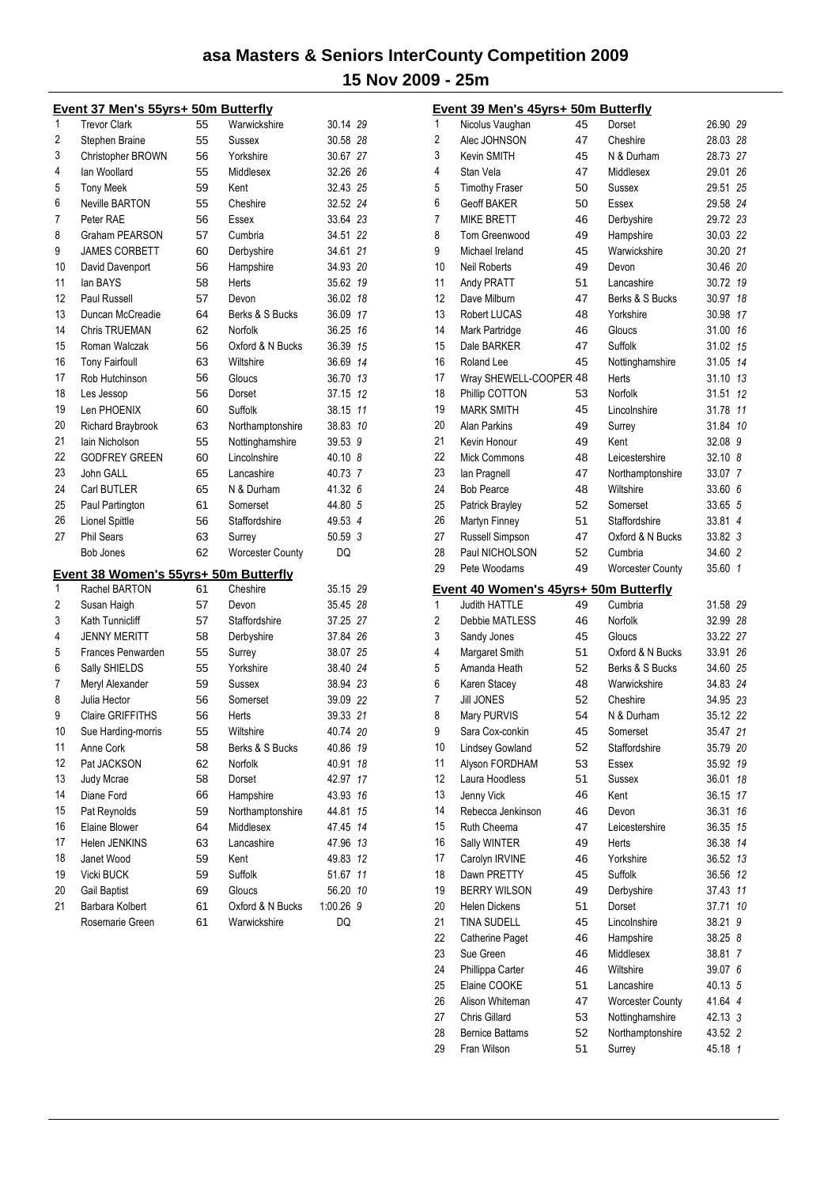# asa Masters & Seniors InterCounty Competition 2009

## 15 Nov 2009 - 25m

### Event 37 Men's 55yrs+ 50m Butterfly

| Place | Name | Age | County | Time | Points |
|---|---|---|---|---|---|
| 1 | Trevor Clark | 55 | Warwickshire | 30.14 | 29 |
| 2 | Stephen Braine | 55 | Sussex | 30.58 | 28 |
| 3 | Christopher BROWN | 56 | Yorkshire | 30.67 | 27 |
| 4 | Ian Woollard | 55 | Middlesex | 32.26 | 26 |
| 5 | Tony Meek | 59 | Kent | 32.43 | 25 |
| 6 | Neville BARTON | 55 | Cheshire | 32.52 | 24 |
| 7 | Peter RAE | 56 | Essex | 33.64 | 23 |
| 8 | Graham PEARSON | 57 | Cumbria | 34.51 | 22 |
| 9 | JAMES CORBETT | 60 | Derbyshire | 34.61 | 21 |
| 10 | David Davenport | 56 | Hampshire | 34.93 | 20 |
| 11 | Ian BAYS | 58 | Herts | 35.62 | 19 |
| 12 | Paul Russell | 57 | Devon | 36.02 | 18 |
| 13 | Duncan McCreadie | 64 | Berks & S Bucks | 36.09 | 17 |
| 14 | Chris TRUEMAN | 62 | Norfolk | 36.25 | 16 |
| 15 | Roman Walczak | 56 | Oxford & N Bucks | 36.39 | 15 |
| 16 | Tony Fairfoull | 63 | Wiltshire | 36.69 | 14 |
| 17 | Rob Hutchinson | 56 | Gloucs | 36.70 | 13 |
| 18 | Les Jessop | 56 | Dorset | 37.15 | 12 |
| 19 | Len PHOENIX | 60 | Suffolk | 38.15 | 11 |
| 20 | Richard Braybrook | 63 | Northamptonshire | 38.83 | 10 |
| 21 | Iain Nicholson | 55 | Nottinghamshire | 39.53 | 9 |
| 22 | GODFREY GREEN | 60 | Lincolnshire | 40.10 | 8 |
| 23 | John GALL | 65 | Lancashire | 40.73 | 7 |
| 24 | Carl BUTLER | 65 | N & Durham | 41.32 | 6 |
| 25 | Paul Partington | 61 | Somerset | 44.80 | 5 |
| 26 | Lionel Spittle | 56 | Staffordshire | 49.53 | 4 |
| 27 | Phil Sears | 63 | Surrey | 50.59 | 3 |
| | Bob Jones | 62 | Worcester County | DQ | |

### Event 38 Women's 55yrs+ 50m Butterfly

| Place | Name | Age | County | Time | Points |
|---|---|---|---|---|---|
| 1 | Rachel BARTON | 61 | Cheshire | 35.15 | 29 |
| 2 | Susan Haigh | 57 | Devon | 35.45 | 28 |
| 3 | Kath Tunnicliff | 57 | Staffordshire | 37.25 | 27 |
| 4 | JENNY MERITT | 58 | Derbyshire | 37.84 | 26 |
| 5 | Frances Penwarden | 55 | Surrey | 38.07 | 25 |
| 6 | Sally SHIELDS | 55 | Yorkshire | 38.40 | 24 |
| 7 | Meryl Alexander | 59 | Sussex | 38.94 | 23 |
| 8 | Julia Hector | 56 | Somerset | 39.09 | 22 |
| 9 | Claire GRIFFITHS | 56 | Herts | 39.33 | 21 |
| 10 | Sue Harding-morris | 55 | Wiltshire | 40.74 | 20 |
| 11 | Anne Cork | 58 | Berks & S Bucks | 40.86 | 19 |
| 12 | Pat JACKSON | 62 | Norfolk | 40.91 | 18 |
| 13 | Judy Mcrae | 58 | Dorset | 42.97 | 17 |
| 14 | Diane Ford | 66 | Hampshire | 43.93 | 16 |
| 15 | Pat Reynolds | 59 | Northamptonshire | 44.81 | 15 |
| 16 | Elaine Blower | 64 | Middlesex | 47.45 | 14 |
| 17 | Helen JENKINS | 63 | Lancashire | 47.96 | 13 |
| 18 | Janet Wood | 59 | Kent | 49.83 | 12 |
| 19 | Vicki BUCK | 59 | Suffolk | 51.67 | 11 |
| 20 | Gail Baptist | 69 | Gloucs | 56.20 | 10 |
| 21 | Barbara Kolbert | 61 | Oxford & N Bucks | 1:00.26 | 9 |
| | Rosemarie Green | 61 | Warwickshire | DQ | |

### Event 39 Men's 45yrs+ 50m Butterfly

| Place | Name | Age | County | Time | Points |
|---|---|---|---|---|---|
| 1 | Nicolus Vaughan | 45 | Dorset | 26.90 | 29 |
| 2 | Alec JOHNSON | 47 | Cheshire | 28.03 | 28 |
| 3 | Kevin SMITH | 45 | N & Durham | 28.73 | 27 |
| 4 | Stan Vela | 47 | Middlesex | 29.01 | 26 |
| 5 | Timothy Fraser | 50 | Sussex | 29.51 | 25 |
| 6 | Geoff BAKER | 50 | Essex | 29.58 | 24 |
| 7 | MIKE BRETT | 46 | Derbyshire | 29.72 | 23 |
| 8 | Tom Greenwood | 49 | Hampshire | 30.03 | 22 |
| 9 | Michael Ireland | 45 | Warwickshire | 30.20 | 21 |
| 10 | Neil Roberts | 49 | Devon | 30.46 | 20 |
| 11 | Andy PRATT | 51 | Lancashire | 30.72 | 19 |
| 12 | Dave Milburn | 47 | Berks & S Bucks | 30.97 | 18 |
| 13 | Robert LUCAS | 48 | Yorkshire | 30.98 | 17 |
| 14 | Mark Partridge | 46 | Gloucs | 31.00 | 16 |
| 15 | Dale BARKER | 47 | Suffolk | 31.02 | 15 |
| 16 | Roland Lee | 45 | Nottinghamshire | 31.05 | 14 |
| 17 | Wray SHEWELL-COOPER | 48 | Herts | 31.10 | 13 |
| 18 | Phillip COTTON | 53 | Norfolk | 31.51 | 12 |
| 19 | MARK SMITH | 45 | Lincolnshire | 31.78 | 11 |
| 20 | Alan Parkins | 49 | Surrey | 31.84 | 10 |
| 21 | Kevin Honour | 49 | Kent | 32.08 | 9 |
| 22 | Mick Commons | 48 | Leicestershire | 32.10 | 8 |
| 23 | Ian Pragnell | 47 | Northamptonshire | 33.07 | 7 |
| 24 | Bob Pearce | 48 | Wiltshire | 33.60 | 6 |
| 25 | Patrick Brayley | 52 | Somerset | 33.65 | 5 |
| 26 | Martyn Finney | 51 | Staffordshire | 33.81 | 4 |
| 27 | Russell Simpson | 47 | Oxford & N Bucks | 33.82 | 3 |
| 28 | Paul NICHOLSON | 52 | Cumbria | 34.60 | 2 |
| 29 | Pete Woodams | 49 | Worcester County | 35.60 | 1 |

### Event 40 Women's 45yrs+ 50m Butterfly

| Place | Name | Age | County | Time | Points |
|---|---|---|---|---|---|
| 1 | Judith HATTLE | 49 | Cumbria | 31.58 | 29 |
| 2 | Debbie MATLESS | 46 | Norfolk | 32.99 | 28 |
| 3 | Sandy Jones | 45 | Gloucs | 33.22 | 27 |
| 4 | Margaret Smith | 51 | Oxford & N Bucks | 33.91 | 26 |
| 5 | Amanda Heath | 52 | Berks & S Bucks | 34.60 | 25 |
| 6 | Karen Stacey | 48 | Warwickshire | 34.83 | 24 |
| 7 | Jill JONES | 52 | Cheshire | 34.95 | 23 |
| 8 | Mary PURVIS | 54 | N & Durham | 35.12 | 22 |
| 9 | Sara Cox-conkin | 45 | Somerset | 35.47 | 21 |
| 10 | Lindsey Gowland | 52 | Staffordshire | 35.79 | 20 |
| 11 | Alyson FORDHAM | 53 | Essex | 35.92 | 19 |
| 12 | Laura Hoodless | 51 | Sussex | 36.01 | 18 |
| 13 | Jenny Vick | 46 | Kent | 36.15 | 17 |
| 14 | Rebecca Jenkinson | 46 | Devon | 36.31 | 16 |
| 15 | Ruth Cheema | 47 | Leicestershire | 36.35 | 15 |
| 16 | Sally WINTER | 49 | Herts | 36.38 | 14 |
| 17 | Carolyn IRVINE | 46 | Yorkshire | 36.52 | 13 |
| 18 | Dawn PRETTY | 45 | Suffolk | 36.56 | 12 |
| 19 | BERRY WILSON | 49 | Derbyshire | 37.43 | 11 |
| 20 | Helen Dickens | 51 | Dorset | 37.71 | 10 |
| 21 | TINA SUDELL | 45 | Lincolnshire | 38.21 | 9 |
| 22 | Catherine Paget | 46 | Hampshire | 38.25 | 8 |
| 23 | Sue Green | 46 | Middlesex | 38.81 | 7 |
| 24 | Phillippa Carter | 46 | Wiltshire | 39.07 | 6 |
| 25 | Elaine COOKE | 51 | Lancashire | 40.13 | 5 |
| 26 | Alison Whiteman | 47 | Worcester County | 41.64 | 4 |
| 27 | Chris Gillard | 53 | Nottinghamshire | 42.13 | 3 |
| 28 | Bernice Battams | 52 | Northamptonshire | 43.52 | 2 |
| 29 | Fran Wilson | 51 | Surrey | 45.18 | 1 |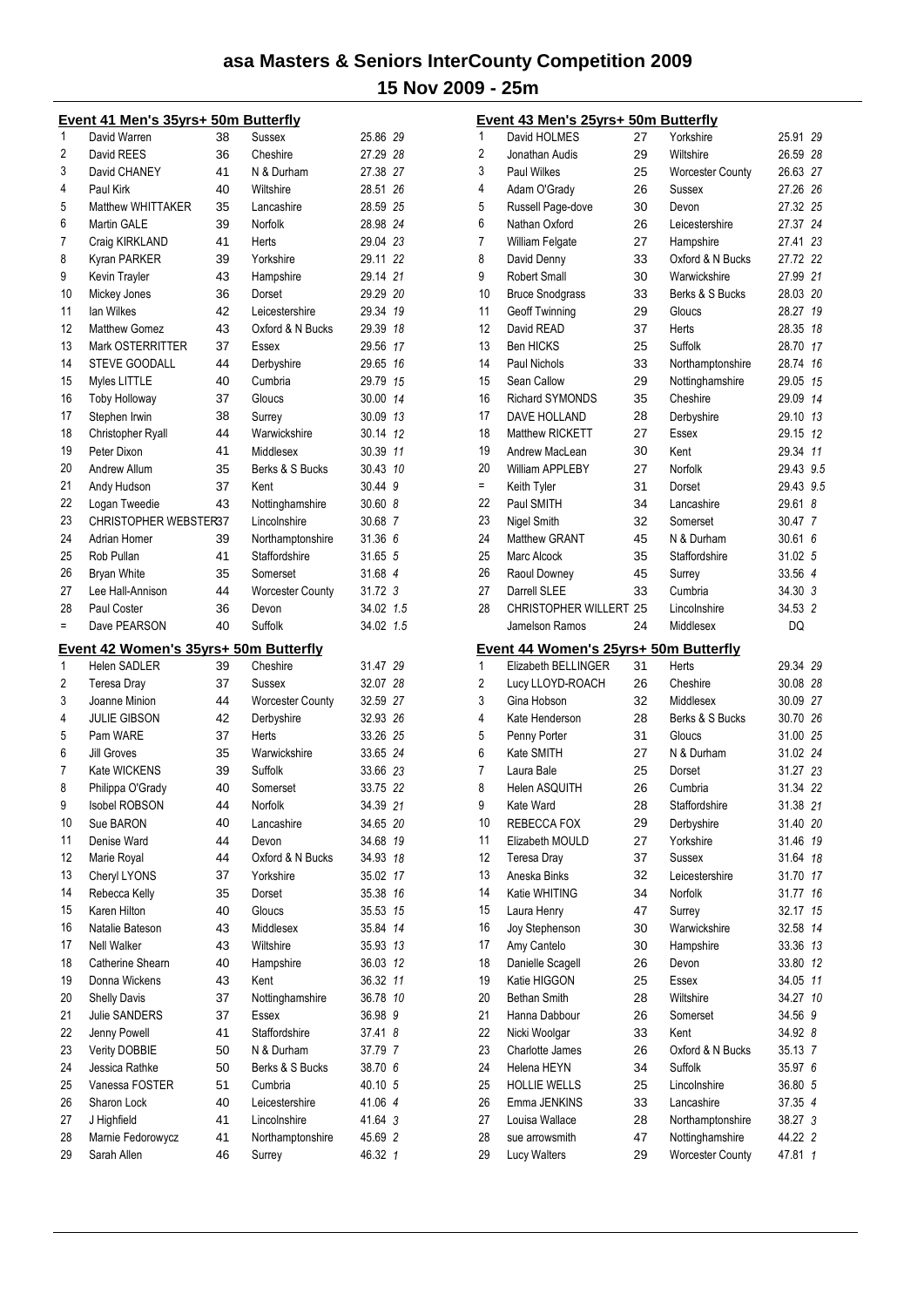# asa Masters & Seniors InterCounty Competition 2009

## 15 Nov 2009 - 25m

### Event 41 Men's 35yrs+ 50m Butterfly

| Pos | Name | Age | County | Time | Pts |
|---|---|---|---|---|---|
| 1 | David Warren | 38 | Sussex | 25.86 | 29 |
| 2 | David REES | 36 | Cheshire | 27.29 | 28 |
| 3 | David CHANEY | 41 | N & Durham | 27.38 | 27 |
| 4 | Paul Kirk | 40 | Wiltshire | 28.51 | 26 |
| 5 | Matthew WHITTAKER | 35 | Lancashire | 28.59 | 25 |
| 6 | Martin GALE | 39 | Norfolk | 28.98 | 24 |
| 7 | Craig KIRKLAND | 41 | Herts | 29.04 | 23 |
| 8 | Kyran PARKER | 39 | Yorkshire | 29.11 | 22 |
| 9 | Kevin Trayler | 43 | Hampshire | 29.14 | 21 |
| 10 | Mickey Jones | 36 | Dorset | 29.29 | 20 |
| 11 | Ian Wilkes | 42 | Leicestershire | 29.34 | 19 |
| 12 | Matthew Gomez | 43 | Oxford & N Bucks | 29.39 | 18 |
| 13 | Mark OSTERRITTER | 37 | Essex | 29.56 | 17 |
| 14 | STEVE GOODALL | 44 | Derbyshire | 29.65 | 16 |
| 15 | Myles LITTLE | 40 | Cumbria | 29.79 | 15 |
| 16 | Toby Holloway | 37 | Gloucs | 30.00 | 14 |
| 17 | Stephen Irwin | 38 | Surrey | 30.09 | 13 |
| 18 | Christopher Ryall | 44 | Warwickshire | 30.14 | 12 |
| 19 | Peter Dixon | 41 | Middlesex | 30.39 | 11 |
| 20 | Andrew Allum | 35 | Berks & S Bucks | 30.43 | 10 |
| 21 | Andy Hudson | 37 | Kent | 30.44 | 9 |
| 22 | Logan Tweedie | 43 | Nottinghamshire | 30.60 | 8 |
| 23 | CHRISTOPHER WEBSTER | 37 | Lincolnshire | 30.68 | 7 |
| 24 | Adrian Homer | 39 | Northamptonshire | 31.36 | 6 |
| 25 | Rob Pullan | 41 | Staffordshire | 31.65 | 5 |
| 26 | Bryan White | 35 | Somerset | 31.68 | 4 |
| 27 | Lee Hall-Annison | 44 | Worcester County | 31.72 | 3 |
| 28 | Paul Coster | 36 | Devon | 34.02 | 1.5 |
| = | Dave PEARSON | 40 | Suffolk | 34.02 | 1.5 |

### Event 42 Women's 35yrs+ 50m Butterfly

| Pos | Name | Age | County | Time | Pts |
|---|---|---|---|---|---|
| 1 | Helen SADLER | 39 | Cheshire | 31.47 | 29 |
| 2 | Teresa Dray | 37 | Sussex | 32.07 | 28 |
| 3 | Joanne Minion | 44 | Worcester County | 32.59 | 27 |
| 4 | JULIE GIBSON | 42 | Derbyshire | 32.93 | 26 |
| 5 | Pam WARE | 37 | Herts | 33.26 | 25 |
| 6 | Jill Groves | 35 | Warwickshire | 33.65 | 24 |
| 7 | Kate WICKENS | 39 | Suffolk | 33.66 | 23 |
| 8 | Philippa O'Grady | 40 | Somerset | 33.75 | 22 |
| 9 | Isobel ROBSON | 44 | Norfolk | 34.39 | 21 |
| 10 | Sue BARON | 40 | Lancashire | 34.65 | 20 |
| 11 | Denise Ward | 44 | Devon | 34.68 | 19 |
| 12 | Marie Royal | 44 | Oxford & N Bucks | 34.93 | 18 |
| 13 | Cheryl LYONS | 37 | Yorkshire | 35.02 | 17 |
| 14 | Rebecca Kelly | 35 | Dorset | 35.38 | 16 |
| 15 | Karen Hilton | 40 | Gloucs | 35.53 | 15 |
| 16 | Natalie Bateson | 43 | Middlesex | 35.84 | 14 |
| 17 | Nell Walker | 43 | Wiltshire | 35.93 | 13 |
| 18 | Catherine Shearn | 40 | Hampshire | 36.03 | 12 |
| 19 | Donna Wickens | 43 | Kent | 36.32 | 11 |
| 20 | Shelly Davis | 37 | Nottinghamshire | 36.78 | 10 |
| 21 | Julie SANDERS | 37 | Essex | 36.98 | 9 |
| 22 | Jenny Powell | 41 | Staffordshire | 37.41 | 8 |
| 23 | Verity DOBBIE | 50 | N & Durham | 37.79 | 7 |
| 24 | Jessica Rathke | 50 | Berks & S Bucks | 38.70 | 6 |
| 25 | Vanessa FOSTER | 51 | Cumbria | 40.10 | 5 |
| 26 | Sharon Lock | 40 | Leicestershire | 41.06 | 4 |
| 27 | J Highfield | 41 | Lincolnshire | 41.64 | 3 |
| 28 | Marnie Fedorowycz | 41 | Northamptonshire | 45.69 | 2 |
| 29 | Sarah Allen | 46 | Surrey | 46.32 | 1 |

### Event 43 Men's 25yrs+ 50m Butterfly

| Pos | Name | Age | County | Time | Pts |
|---|---|---|---|---|---|
| 1 | David HOLMES | 27 | Yorkshire | 25.91 | 29 |
| 2 | Jonathan Audis | 29 | Wiltshire | 26.59 | 28 |
| 3 | Paul Wilkes | 25 | Worcester County | 26.63 | 27 |
| 4 | Adam O'Grady | 26 | Sussex | 27.26 | 26 |
| 5 | Russell Page-dove | 30 | Devon | 27.32 | 25 |
| 6 | Nathan Oxford | 26 | Leicestershire | 27.37 | 24 |
| 7 | William Felgate | 27 | Hampshire | 27.41 | 23 |
| 8 | David Denny | 33 | Oxford & N Bucks | 27.72 | 22 |
| 9 | Robert Small | 30 | Warwickshire | 27.99 | 21 |
| 10 | Bruce Snodgrass | 33 | Berks & S Bucks | 28.03 | 20 |
| 11 | Geoff Twinning | 29 | Gloucs | 28.27 | 19 |
| 12 | David READ | 37 | Herts | 28.35 | 18 |
| 13 | Ben HICKS | 25 | Suffolk | 28.70 | 17 |
| 14 | Paul Nichols | 33 | Northamptonshire | 28.74 | 16 |
| 15 | Sean Callow | 29 | Nottinghamshire | 29.05 | 15 |
| 16 | Richard SYMONDS | 35 | Cheshire | 29.09 | 14 |
| 17 | DAVE HOLLAND | 28 | Derbyshire | 29.10 | 13 |
| 18 | Matthew RICKETT | 27 | Essex | 29.15 | 12 |
| 19 | Andrew MacLean | 30 | Kent | 29.34 | 11 |
| 20 | William APPLEBY | 27 | Norfolk | 29.43 | 9.5 |
| = | Keith Tyler | 31 | Dorset | 29.43 | 9.5 |
| 22 | Paul SMITH | 34 | Lancashire | 29.61 | 8 |
| 23 | Nigel Smith | 32 | Somerset | 30.47 | 7 |
| 24 | Matthew GRANT | 45 | N & Durham | 30.61 | 6 |
| 25 | Marc Alcock | 35 | Staffordshire | 31.02 | 5 |
| 26 | Raoul Downey | 45 | Surrey | 33.56 | 4 |
| 27 | Darrell SLEE | 33 | Cumbria | 34.30 | 3 |
| 28 | CHRISTOPHER WILLERT | 25 | Lincolnshire | 34.53 | 2 |
|  | Jamelson Ramos | 24 | Middlesex | DQ |  |

### Event 44 Women's 25yrs+ 50m Butterfly

| Pos | Name | Age | County | Time | Pts |
|---|---|---|---|---|---|
| 1 | Elizabeth BELLINGER | 31 | Herts | 29.34 | 29 |
| 2 | Lucy LLOYD-ROACH | 26 | Cheshire | 30.08 | 28 |
| 3 | Gina Hobson | 32 | Middlesex | 30.09 | 27 |
| 4 | Kate Henderson | 28 | Berks & S Bucks | 30.70 | 26 |
| 5 | Penny Porter | 31 | Gloucs | 31.00 | 25 |
| 6 | Kate SMITH | 27 | N & Durham | 31.02 | 24 |
| 7 | Laura Bale | 25 | Dorset | 31.27 | 23 |
| 8 | Helen ASQUITH | 26 | Cumbria | 31.34 | 22 |
| 9 | Kate Ward | 28 | Staffordshire | 31.38 | 21 |
| 10 | REBECCA FOX | 29 | Derbyshire | 31.40 | 20 |
| 11 | Elizabeth MOULD | 27 | Yorkshire | 31.46 | 19 |
| 12 | Teresa Dray | 37 | Sussex | 31.64 | 18 |
| 13 | Aneska Binks | 32 | Leicestershire | 31.70 | 17 |
| 14 | Katie WHITING | 34 | Norfolk | 31.77 | 16 |
| 15 | Laura Henry | 47 | Surrey | 32.17 | 15 |
| 16 | Joy Stephenson | 30 | Warwickshire | 32.58 | 14 |
| 17 | Amy Cantelo | 30 | Hampshire | 33.36 | 13 |
| 18 | Danielle Scagell | 26 | Devon | 33.80 | 12 |
| 19 | Katie HIGGON | 25 | Essex | 34.05 | 11 |
| 20 | Bethan Smith | 28 | Wiltshire | 34.27 | 10 |
| 21 | Hanna Dabbour | 26 | Somerset | 34.56 | 9 |
| 22 | Nicki Woolgar | 33 | Kent | 34.92 | 8 |
| 23 | Charlotte James | 26 | Oxford & N Bucks | 35.13 | 7 |
| 24 | Helena HEYN | 34 | Suffolk | 35.97 | 6 |
| 25 | HOLLIE WELLS | 25 | Lincolnshire | 36.80 | 5 |
| 26 | Emma JENKINS | 33 | Lancashire | 37.35 | 4 |
| 27 | Louisa Wallace | 28 | Northamptonshire | 38.27 | 3 |
| 28 | sue arrowsmith | 47 | Nottinghamshire | 44.22 | 2 |
| 29 | Lucy Walters | 29 | Worcester County | 47.81 | 1 |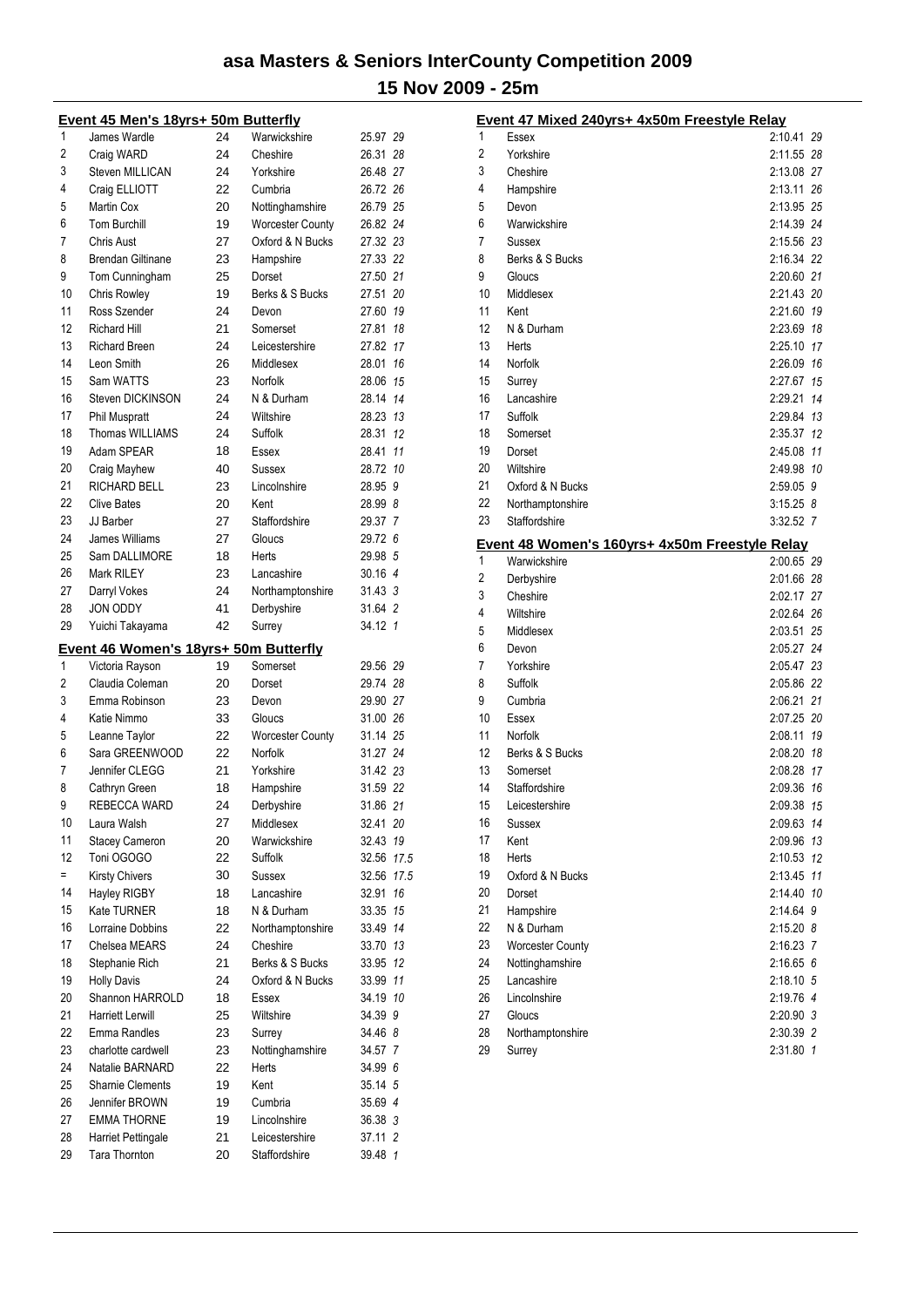# asa Masters & Seniors InterCounty Competition 2009

## 15 Nov 2009 - 25m

### Event 45 Men's 18yrs+ 50m Butterfly

| Place | Name | Age | County | Time | Points |
|---|---|---|---|---|---|
| 1 | James Wardle | 24 | Warwickshire | 25.97 | 29 |
| 2 | Craig WARD | 24 | Cheshire | 26.31 | 28 |
| 3 | Steven MILLICAN | 24 | Yorkshire | 26.48 | 27 |
| 4 | Craig ELLIOTT | 22 | Cumbria | 26.72 | 26 |
| 5 | Martin Cox | 20 | Nottinghamshire | 26.79 | 25 |
| 6 | Tom Burchill | 19 | Worcester County | 26.82 | 24 |
| 7 | Chris Aust | 27 | Oxford & N Bucks | 27.32 | 23 |
| 8 | Brendan Giltinane | 23 | Hampshire | 27.33 | 22 |
| 9 | Tom Cunningham | 25 | Dorset | 27.50 | 21 |
| 10 | Chris Rowley | 19 | Berks & S Bucks | 27.51 | 20 |
| 11 | Ross Szender | 24 | Devon | 27.60 | 19 |
| 12 | Richard Hill | 21 | Somerset | 27.81 | 18 |
| 13 | Richard Breen | 24 | Leicestershire | 27.82 | 17 |
| 14 | Leon Smith | 26 | Middlesex | 28.01 | 16 |
| 15 | Sam WATTS | 23 | Norfolk | 28.06 | 15 |
| 16 | Steven DICKINSON | 24 | N & Durham | 28.14 | 14 |
| 17 | Phil Muspratt | 24 | Wiltshire | 28.23 | 13 |
| 18 | Thomas WILLIAMS | 24 | Suffolk | 28.31 | 12 |
| 19 | Adam SPEAR | 18 | Essex | 28.41 | 11 |
| 20 | Craig Mayhew | 40 | Sussex | 28.72 | 10 |
| 21 | RICHARD BELL | 23 | Lincolnshire | 28.95 | 9 |
| 22 | Clive Bates | 20 | Kent | 28.99 | 8 |
| 23 | JJ Barber | 27 | Staffordshire | 29.37 | 7 |
| 24 | James Williams | 27 | Gloucs | 29.72 | 6 |
| 25 | Sam DALLIMORE | 18 | Herts | 29.98 | 5 |
| 26 | Mark RILEY | 23 | Lancashire | 30.16 | 4 |
| 27 | Darryl Vokes | 24 | Northamptonshire | 31.43 | 3 |
| 28 | JON ODDY | 41 | Derbyshire | 31.64 | 2 |
| 29 | Yuichi Takayama | 42 | Surrey | 34.12 | 1 |

### Event 46 Women's 18yrs+ 50m Butterfly

| Place | Name | Age | County | Time | Points |
|---|---|---|---|---|---|
| 1 | Victoria Rayson | 19 | Somerset | 29.56 | 29 |
| 2 | Claudia Coleman | 20 | Dorset | 29.74 | 28 |
| 3 | Emma Robinson | 23 | Devon | 29.90 | 27 |
| 4 | Katie Nimmo | 33 | Gloucs | 31.00 | 26 |
| 5 | Leanne Taylor | 22 | Worcester County | 31.14 | 25 |
| 6 | Sara GREENWOOD | 22 | Norfolk | 31.27 | 24 |
| 7 | Jennifer CLEGG | 21 | Yorkshire | 31.42 | 23 |
| 8 | Cathryn Green | 18 | Hampshire | 31.59 | 22 |
| 9 | REBECCA WARD | 24 | Derbyshire | 31.86 | 21 |
| 10 | Laura Walsh | 27 | Middlesex | 32.41 | 20 |
| 11 | Stacey Cameron | 20 | Warwickshire | 32.43 | 19 |
| 12 | Toni OGOGO | 22 | Suffolk | 32.56 | 17.5 |
| = | Kirsty Chivers | 30 | Sussex | 32.56 | 17.5 |
| 14 | Hayley RIGBY | 18 | Lancashire | 32.91 | 16 |
| 15 | Kate TURNER | 18 | N & Durham | 33.35 | 15 |
| 16 | Lorraine Dobbins | 22 | Northamptonshire | 33.49 | 14 |
| 17 | Chelsea MEARS | 24 | Cheshire | 33.70 | 13 |
| 18 | Stephanie Rich | 21 | Berks & S Bucks | 33.95 | 12 |
| 19 | Holly Davis | 24 | Oxford & N Bucks | 33.99 | 11 |
| 20 | Shannon HARROLD | 18 | Essex | 34.19 | 10 |
| 21 | Harriett Lerwill | 25 | Wiltshire | 34.39 | 9 |
| 22 | Emma Randles | 23 | Surrey | 34.46 | 8 |
| 23 | charlotte cardwell | 23 | Nottinghamshire | 34.57 | 7 |
| 24 | Natalie BARNARD | 22 | Herts | 34.99 | 6 |
| 25 | Sharnie Clements | 19 | Kent | 35.14 | 5 |
| 26 | Jennifer BROWN | 19 | Cumbria | 35.69 | 4 |
| 27 | EMMA THORNE | 19 | Lincolnshire | 36.38 | 3 |
| 28 | Harriet Pettingale | 21 | Leicestershire | 37.11 | 2 |
| 29 | Tara Thornton | 20 | Staffordshire | 39.48 | 1 |

### Event 47 Mixed 240yrs+ 4x50m Freestyle Relay

| Place | County | Time | Points |
|---|---|---|---|
| 1 | Essex | 2:10.41 | 29 |
| 2 | Yorkshire | 2:11.55 | 28 |
| 3 | Cheshire | 2:13.08 | 27 |
| 4 | Hampshire | 2:13.11 | 26 |
| 5 | Devon | 2:13.95 | 25 |
| 6 | Warwickshire | 2:14.39 | 24 |
| 7 | Sussex | 2:15.56 | 23 |
| 8 | Berks & S Bucks | 2:16.34 | 22 |
| 9 | Gloucs | 2:20.60 | 21 |
| 10 | Middlesex | 2:21.43 | 20 |
| 11 | Kent | 2:21.60 | 19 |
| 12 | N & Durham | 2:23.69 | 18 |
| 13 | Herts | 2:25.10 | 17 |
| 14 | Norfolk | 2:26.09 | 16 |
| 15 | Surrey | 2:27.67 | 15 |
| 16 | Lancashire | 2:29.21 | 14 |
| 17 | Suffolk | 2:29.84 | 13 |
| 18 | Somerset | 2:35.37 | 12 |
| 19 | Dorset | 2:45.08 | 11 |
| 20 | Wiltshire | 2:49.98 | 10 |
| 21 | Oxford & N Bucks | 2:59.05 | 9 |
| 22 | Northamptonshire | 3:15.25 | 8 |
| 23 | Staffordshire | 3:32.52 | 7 |

### Event 48 Women's 160yrs+ 4x50m Freestyle Relay

| Place | County | Time | Points |
|---|---|---|---|
| 1 | Warwickshire | 2:00.65 | 29 |
| 2 | Derbyshire | 2:01.66 | 28 |
| 3 | Cheshire | 2:02.17 | 27 |
| 4 | Wiltshire | 2:02.64 | 26 |
| 5 | Middlesex | 2:03.51 | 25 |
| 6 | Devon | 2:05.27 | 24 |
| 7 | Yorkshire | 2:05.47 | 23 |
| 8 | Suffolk | 2:05.86 | 22 |
| 9 | Cumbria | 2:06.21 | 21 |
| 10 | Essex | 2:07.25 | 20 |
| 11 | Norfolk | 2:08.11 | 19 |
| 12 | Berks & S Bucks | 2:08.20 | 18 |
| 13 | Somerset | 2:08.28 | 17 |
| 14 | Staffordshire | 2:09.36 | 16 |
| 15 | Leicestershire | 2:09.38 | 15 |
| 16 | Sussex | 2:09.63 | 14 |
| 17 | Kent | 2:09.96 | 13 |
| 18 | Herts | 2:10.53 | 12 |
| 19 | Oxford & N Bucks | 2:13.45 | 11 |
| 20 | Dorset | 2:14.40 | 10 |
| 21 | Hampshire | 2:14.64 | 9 |
| 22 | N & Durham | 2:15.20 | 8 |
| 23 | Worcester County | 2:16.23 | 7 |
| 24 | Nottinghamshire | 2:16.65 | 6 |
| 25 | Lancashire | 2:18.10 | 5 |
| 26 | Lincolnshire | 2:19.76 | 4 |
| 27 | Gloucs | 2:20.90 | 3 |
| 28 | Northamptonshire | 2:30.39 | 2 |
| 29 | Surrey | 2:31.80 | 1 |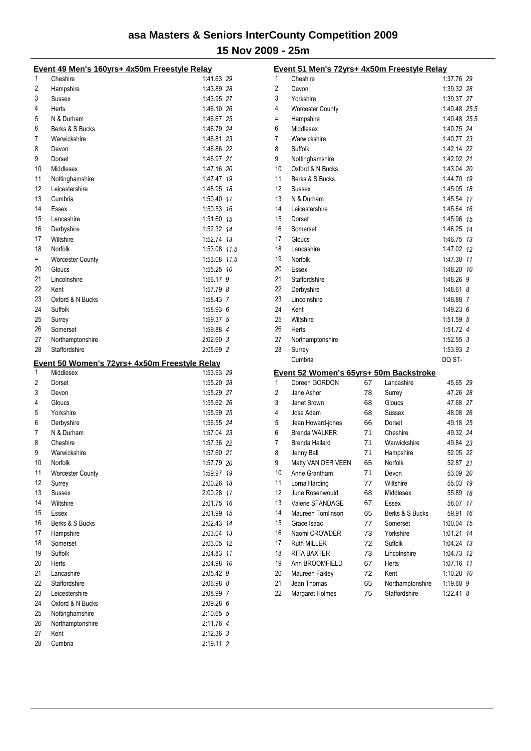# asa Masters & Seniors InterCounty Competition 2009

## 15 Nov 2009 - 25m

### Event 49 Men's 160yrs+ 4x50m Freestyle Relay

| Place | Team | Time | Points |
|---|---|---|---|
| 1 | Cheshire | 1:41.63 | 29 |
| 2 | Hampshire | 1:43.89 | 28 |
| 3 | Sussex | 1:43.95 | 27 |
| 4 | Herts | 1:46.10 | 26 |
| 5 | N & Durham | 1:46.67 | 25 |
| 6 | Berks & S Bucks | 1:46.79 | 24 |
| 7 | Warwickshire | 1:46.81 | 23 |
| 8 | Devon | 1:46.86 | 22 |
| 9 | Dorset | 1:46.97 | 21 |
| 10 | Middlesex | 1:47.16 | 20 |
| 11 | Nottinghamshire | 1:47.47 | 19 |
| 12 | Leicestershire | 1:48.95 | 18 |
| 13 | Cumbria | 1:50.40 | 17 |
| 14 | Essex | 1:50.53 | 16 |
| 15 | Lancashire | 1:51.60 | 15 |
| 16 | Derbyshire | 1:52.32 | 14 |
| 17 | Wiltshire | 1:52.74 | 13 |
| 18 | Norfolk | 1:53.08 | 11.5 |
| = | Worcester County | 1:53.08 | 11.5 |
| 20 | Gloucs | 1:55.25 | 10 |
| 21 | Lincolnshire | 1:56.17 | 9 |
| 22 | Kent | 1:57.79 | 8 |
| 23 | Oxford & N Bucks | 1:58.43 | 7 |
| 24 | Suffolk | 1:58.93 | 6 |
| 25 | Surrey | 1:59.37 | 5 |
| 26 | Somerset | 1:59.88 | 4 |
| 27 | Northamptonshire | 2:02.60 | 3 |
| 28 | Staffordshire | 2:05.69 | 2 |

### Event 50 Women's 72yrs+ 4x50m Freestyle Relay

| Place | Team | Time | Points |
|---|---|---|---|
| 1 | Middlesex | 1:53.93 | 29 |
| 2 | Dorset | 1:55.20 | 28 |
| 3 | Devon | 1:55.29 | 27 |
| 4 | Gloucs | 1:55.62 | 26 |
| 5 | Yorkshire | 1:55.99 | 25 |
| 6 | Derbyshire | 1:56.55 | 24 |
| 7 | N & Durham | 1:57.04 | 23 |
| 8 | Cheshire | 1:57.36 | 22 |
| 9 | Warwickshire | 1:57.60 | 21 |
| 10 | Norfolk | 1:57.79 | 20 |
| 11 | Worcester County | 1:59.97 | 19 |
| 12 | Surrey | 2:00.26 | 18 |
| 13 | Sussex | 2:00.28 | 17 |
| 14 | Wiltshire | 2:01.75 | 16 |
| 15 | Essex | 2:01.99 | 15 |
| 16 | Berks & S Bucks | 2:02.43 | 14 |
| 17 | Hampshire | 2:03.04 | 13 |
| 18 | Somerset | 2:03.05 | 12 |
| 19 | Suffolk | 2:04.83 | 11 |
| 20 | Herts | 2:04.98 | 10 |
| 21 | Lancashire | 2:05.42 | 9 |
| 22 | Staffordshire | 2:06.98 | 8 |
| 23 | Leicestershire | 2:08.99 | 7 |
| 24 | Oxford & N Bucks | 2:09.28 | 6 |
| 25 | Nottinghamshire | 2:10.65 | 5 |
| 26 | Northamptonshire | 2:11.76 | 4 |
| 27 | Kent | 2:12.36 | 3 |
| 28 | Cumbria | 2:19.11 | 2 |

### Event 51 Men's 72yrs+ 4x50m Freestyle Relay

| Place | Team | Time | Points |
|---|---|---|---|
| 1 | Cheshire | 1:37.76 | 29 |
| 2 | Devon | 1:39.32 | 28 |
| 3 | Yorkshire | 1:39.37 | 27 |
| 4 | Worcester County | 1:40.48 | 25.5 |
| = | Hampshire | 1:40.48 | 25.5 |
| 6 | Middlesex | 1:40.75 | 24 |
| 7 | Warwickshire | 1:40.77 | 23 |
| 8 | Suffolk | 1:42.14 | 22 |
| 9 | Nottinghamshire | 1:42.92 | 21 |
| 10 | Oxford & N Bucks | 1:43.04 | 20 |
| 11 | Berks & S Bucks | 1:44.70 | 19 |
| 12 | Sussex | 1:45.05 | 18 |
| 13 | N & Durham | 1:45.54 | 17 |
| 14 | Leicestershire | 1:45.64 | 16 |
| 15 | Dorset | 1:45.96 | 15 |
| 16 | Somerset | 1:46.25 | 14 |
| 17 | Gloucs | 1:46.75 | 13 |
| 18 | Lancashire | 1:47.02 | 12 |
| 19 | Norfolk | 1:47.30 | 11 |
| 20 | Essex | 1:48.20 | 10 |
| 21 | Staffordshire | 1:48.26 | 9 |
| 22 | Derbyshire | 1:48.61 | 8 |
| 23 | Lincolnshire | 1:48.88 | 7 |
| 24 | Kent | 1:49.23 | 6 |
| 25 | Wiltshire | 1:51.59 | 5 |
| 26 | Herts | 1:51.72 | 4 |
| 27 | Northamptonshire | 1:52.55 | 3 |
| 28 | Surrey | 1:53.93 | 2 |
| | Cumbria | DQ ST- | |

### Event 52 Women's 65yrs+ 50m Backstroke

| Place | Name | Age | County | Time | Points |
|---|---|---|---|---|---|
| 1 | Doreen GORDON | 67 | Lancashire | 45.65 | 29 |
| 2 | Jane Asher | 78 | Surrey | 47.26 | 28 |
| 3 | Janet Brown | 68 | Gloucs | 47.68 | 27 |
| 4 | Jose Adam | 68 | Sussex | 48.08 | 26 |
| 5 | Jean Howard-jones | 66 | Dorset | 49.18 | 25 |
| 6 | Brenda WALKER | 71 | Cheshire | 49.32 | 24 |
| 7 | Brenda Hallard | 71 | Warwickshire | 49.84 | 23 |
| 8 | Jenny Ball | 71 | Hampshire | 52.05 | 22 |
| 9 | Matty VAN DER VEEN | 65 | Norfolk | 52.87 | 21 |
| 10 | Anne Grantham | 71 | Devon | 53.09 | 20 |
| 11 | Lorna Harding | 77 | Wiltshire | 55.03 | 19 |
| 12 | June Rosenwould | 68 | Middlesex | 55.89 | 18 |
| 13 | Valerie STANDAGE | 67 | Essex | 58.07 | 17 |
| 14 | Maureen Tomlinson | 65 | Berks & S Bucks | 59.91 | 16 |
| 15 | Grace Isaac | 77 | Somerset | 1:00.04 | 15 |
| 16 | Naomi CROWDER | 73 | Yorkshire | 1:01.21 | 14 |
| 17 | Ruth MILLER | 72 | Suffolk | 1:04.24 | 13 |
| 18 | RITA BAXTER | 73 | Lincolnshire | 1:04.73 | 12 |
| 19 | Ann BROOMFIELD | 67 | Herts | 1:07.16 | 11 |
| 20 | Maureen Fakley | 72 | Kent | 1:10.28 | 10 |
| 21 | Jean Thomas | 65 | Northamptonshire | 1:19.60 | 9 |
| 22 | Margaret Holmes | 75 | Staffordshire | 1:22.41 | 8 |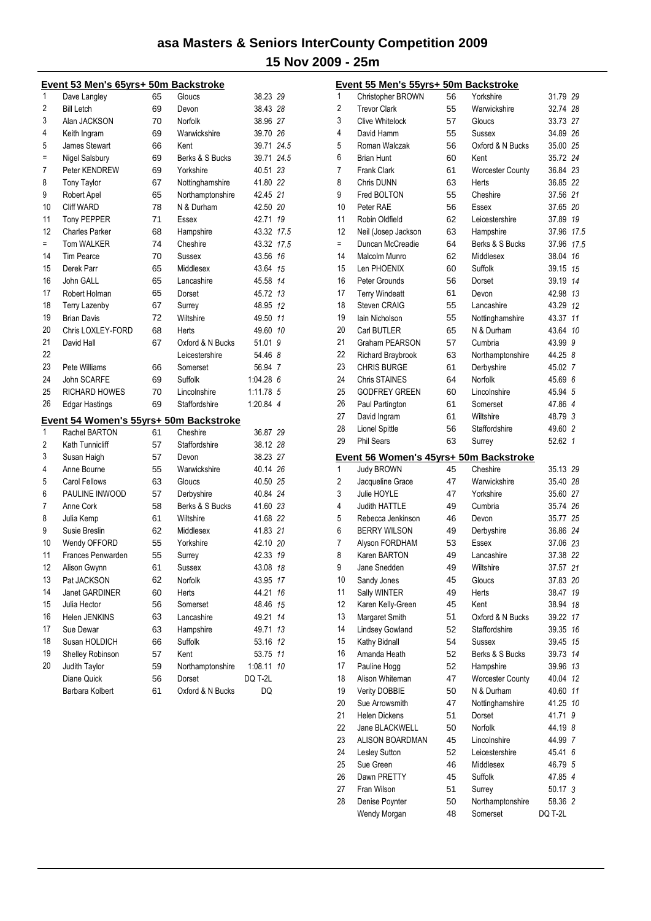# asa Masters & Seniors InterCounty Competition 2009

## 15 Nov 2009 - 25m

### Event 53 Men's 65yrs+ 50m Backstroke

| Pos | Name | Age | County | Time | Points |
|---|---|---|---|---|---|
| 1 | Dave Langley | 65 | Gloucs | 38.23 | 29 |
| 2 | Bill Letch | 69 | Devon | 38.43 | 28 |
| 3 | Alan JACKSON | 70 | Norfolk | 38.96 | 27 |
| 4 | Keith Ingram | 69 | Warwickshire | 39.70 | 26 |
| 5 | James Stewart | 66 | Kent | 39.71 | 24.5 |
| = | Nigel Salsbury | 69 | Berks & S Bucks | 39.71 | 24.5 |
| 7 | Peter KENDREW | 69 | Yorkshire | 40.51 | 23 |
| 8 | Tony Taylor | 67 | Nottinghamshire | 41.80 | 22 |
| 9 | Robert Apel | 65 | Northamptonshire | 42.45 | 21 |
| 10 | Cliff WARD | 78 | N & Durham | 42.50 | 20 |
| 11 | Tony PEPPER | 71 | Essex | 42.71 | 19 |
| 12 | Charles Parker | 68 | Hampshire | 43.32 | 17.5 |
| = | Tom WALKER | 74 | Cheshire | 43.32 | 17.5 |
| 14 | Tim Pearce | 70 | Sussex | 43.56 | 16 |
| 15 | Derek Parr | 65 | Middlesex | 43.64 | 15 |
| 16 | John GALL | 65 | Lancashire | 45.58 | 14 |
| 17 | Robert Holman | 65 | Dorset | 45.72 | 13 |
| 18 | Terry Lazenby | 67 | Surrey | 48.95 | 12 |
| 19 | Brian Davis | 72 | Wiltshire | 49.50 | 11 |
| 20 | Chris LOXLEY-FORD | 68 | Herts | 49.60 | 10 |
| 21 | David Hall | 67 | Oxford & N Bucks | 51.01 | 9 |
| 22 | | | Leicestershire | 54.46 | 8 |
| 23 | Pete Williams | 66 | Somerset | 56.94 | 7 |
| 24 | John SCARFE | 69 | Suffolk | 1:04.28 | 6 |
| 25 | RICHARD HOWES | 70 | Lincolnshire | 1:11.78 | 5 |
| 26 | Edgar Hastings | 69 | Staffordshire | 1:20.84 | 4 |

### Event 54 Women's 55yrs+ 50m Backstroke

| Pos | Name | Age | County | Time | Points |
|---|---|---|---|---|---|
| 1 | Rachel BARTON | 61 | Cheshire | 36.87 | 29 |
| 2 | Kath Tunnicliff | 57 | Staffordshire | 38.12 | 28 |
| 3 | Susan Haigh | 57 | Devon | 38.23 | 27 |
| 4 | Anne Bourne | 55 | Warwickshire | 40.14 | 26 |
| 5 | Carol Fellows | 63 | Gloucs | 40.50 | 25 |
| 6 | PAULINE INWOOD | 57 | Derbyshire | 40.84 | 24 |
| 7 | Anne Cork | 58 | Berks & S Bucks | 41.60 | 23 |
| 8 | Julia Kemp | 61 | Wiltshire | 41.68 | 22 |
| 9 | Susie Breslin | 62 | Middlesex | 41.83 | 21 |
| 10 | Wendy OFFORD | 55 | Yorkshire | 42.10 | 20 |
| 11 | Frances Penwarden | 55 | Surrey | 42.33 | 19 |
| 12 | Alison Gwynn | 61 | Sussex | 43.08 | 18 |
| 13 | Pat JACKSON | 62 | Norfolk | 43.95 | 17 |
| 14 | Janet GARDINER | 60 | Herts | 44.21 | 16 |
| 15 | Julia Hector | 56 | Somerset | 48.46 | 15 |
| 16 | Helen JENKINS | 63 | Lancashire | 49.21 | 14 |
| 17 | Sue Dewar | 63 | Hampshire | 49.71 | 13 |
| 18 | Susan HOLDICH | 66 | Suffolk | 53.16 | 12 |
| 19 | Shelley Robinson | 57 | Kent | 53.75 | 11 |
| 20 | Judith Taylor | 59 | Northamptonshire | 1:08.11 | 10 |
| | Diane Quick | 56 | Dorset | DQ T-2L | |
| | Barbara Kolbert | 61 | Oxford & N Bucks | DQ | |

### Event 55 Men's 55yrs+ 50m Backstroke

| Pos | Name | Age | County | Time | Points |
|---|---|---|---|---|---|
| 1 | Christopher BROWN | 56 | Yorkshire | 31.79 | 29 |
| 2 | Trevor Clark | 55 | Warwickshire | 32.74 | 28 |
| 3 | Clive Whitelock | 57 | Gloucs | 33.73 | 27 |
| 4 | David Hamm | 55 | Sussex | 34.89 | 26 |
| 5 | Roman Walczak | 56 | Oxford & N Bucks | 35.00 | 25 |
| 6 | Brian Hunt | 60 | Kent | 35.72 | 24 |
| 7 | Frank Clark | 61 | Worcester County | 36.84 | 23 |
| 8 | Chris DUNN | 63 | Herts | 36.85 | 22 |
| 9 | Fred BOLTON | 55 | Cheshire | 37.56 | 21 |
| 10 | Peter RAE | 56 | Essex | 37.65 | 20 |
| 11 | Robin Oldfield | 62 | Leicestershire | 37.89 | 19 |
| 12 | Neil (Josep Jackson | 63 | Hampshire | 37.96 | 17.5 |
| = | Duncan McCreadie | 64 | Berks & S Bucks | 37.96 | 17.5 |
| 14 | Malcolm Munro | 62 | Middlesex | 38.04 | 16 |
| 15 | Len PHOENIX | 60 | Suffolk | 39.15 | 15 |
| 16 | Peter Grounds | 56 | Dorset | 39.19 | 14 |
| 17 | Terry Windeatt | 61 | Devon | 42.98 | 13 |
| 18 | Steven CRAIG | 55 | Lancashire | 43.29 | 12 |
| 19 | Iain Nicholson | 55 | Nottinghamshire | 43.37 | 11 |
| 20 | Carl BUTLER | 65 | N & Durham | 43.64 | 10 |
| 21 | Graham PEARSON | 57 | Cumbria | 43.99 | 9 |
| 22 | Richard Braybrook | 63 | Northamptonshire | 44.25 | 8 |
| 23 | CHRIS BURGE | 61 | Derbyshire | 45.02 | 7 |
| 24 | Chris STAINES | 64 | Norfolk | 45.69 | 6 |
| 25 | GODFREY GREEN | 60 | Lincolnshire | 45.94 | 5 |
| 26 | Paul Partington | 61 | Somerset | 47.86 | 4 |
| 27 | David Ingram | 61 | Wiltshire | 48.79 | 3 |
| 28 | Lionel Spittle | 56 | Staffordshire | 49.60 | 2 |
| 29 | Phil Sears | 63 | Surrey | 52.62 | 1 |

### Event 56 Women's 45yrs+ 50m Backstroke

| Pos | Name | Age | County | Time | Points |
|---|---|---|---|---|---|
| 1 | Judy BROWN | 45 | Cheshire | 35.13 | 29 |
| 2 | Jacqueline Grace | 47 | Warwickshire | 35.40 | 28 |
| 3 | Julie HOYLE | 47 | Yorkshire | 35.60 | 27 |
| 4 | Judith HATTLE | 49 | Cumbria | 35.74 | 26 |
| 5 | Rebecca Jenkinson | 46 | Devon | 35.77 | 25 |
| 6 | BERRY WILSON | 49 | Derbyshire | 36.86 | 24 |
| 7 | Alyson FORDHAM | 53 | Essex | 37.06 | 23 |
| 8 | Karen BARTON | 49 | Lancashire | 37.38 | 22 |
| 9 | Jane Snedden | 49 | Wiltshire | 37.57 | 21 |
| 10 | Sandy Jones | 45 | Gloucs | 37.83 | 20 |
| 11 | Sally WINTER | 49 | Herts | 38.47 | 19 |
| 12 | Karen Kelly-Green | 45 | Kent | 38.94 | 18 |
| 13 | Margaret Smith | 51 | Oxford & N Bucks | 39.22 | 17 |
| 14 | Lindsey Gowland | 52 | Staffordshire | 39.35 | 16 |
| 15 | Kathy Bidnall | 54 | Sussex | 39.45 | 15 |
| 16 | Amanda Heath | 52 | Berks & S Bucks | 39.73 | 14 |
| 17 | Pauline Hogg | 52 | Hampshire | 39.96 | 13 |
| 18 | Alison Whiteman | 47 | Worcester County | 40.04 | 12 |
| 19 | Verity DOBBIE | 50 | N & Durham | 40.60 | 11 |
| 20 | Sue Arrowsmith | 47 | Nottinghamshire | 41.25 | 10 |
| 21 | Helen Dickens | 51 | Dorset | 41.71 | 9 |
| 22 | Jane BLACKWELL | 50 | Norfolk | 44.19 | 8 |
| 23 | ALISON BOARDMAN | 45 | Lincolnshire | 44.99 | 7 |
| 24 | Lesley Sutton | 52 | Leicestershire | 45.41 | 6 |
| 25 | Sue Green | 46 | Middlesex | 46.79 | 5 |
| 26 | Dawn PRETTY | 45 | Suffolk | 47.85 | 4 |
| 27 | Fran Wilson | 51 | Surrey | 50.17 | 3 |
| 28 | Denise Poynter | 50 | Northamptonshire | 58.36 | 2 |
| | Wendy Morgan | 48 | Somerset | DQ T-2L | |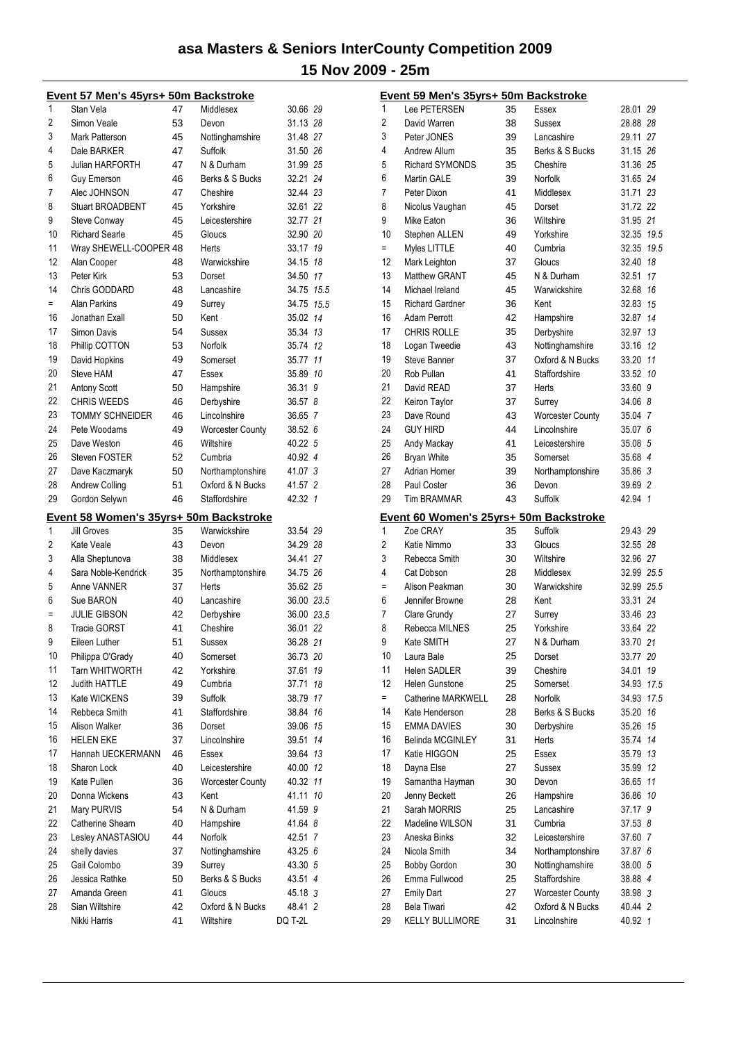# asa Masters & Seniors InterCounty Competition 2009

## 15 Nov 2009 - 25m

### Event 57 Men's 45yrs+ 50m Backstroke

| Place | Name | Age | County | Time | Points |
|---|---|---|---|---|---|
| 1 | Stan Vela | 47 | Middlesex | 30.66 | 29 |
| 2 | Simon Veale | 53 | Devon | 31.13 | 28 |
| 3 | Mark Patterson | 45 | Nottinghamshire | 31.48 | 27 |
| 4 | Dale BARKER | 47 | Suffolk | 31.50 | 26 |
| 5 | Julian HARFORTH | 47 | N & Durham | 31.99 | 25 |
| 6 | Guy Emerson | 46 | Berks & S Bucks | 32.21 | 24 |
| 7 | Alec JOHNSON | 47 | Cheshire | 32.44 | 23 |
| 8 | Stuart BROADBENT | 45 | Yorkshire | 32.61 | 22 |
| 9 | Steve Conway | 45 | Leicestershire | 32.77 | 21 |
| 10 | Richard Searle | 45 | Gloucs | 32.90 | 20 |
| 11 | Wray SHEWELL-COOPER | 48 | Herts | 33.17 | 19 |
| 12 | Alan Cooper | 48 | Warwickshire | 34.15 | 18 |
| 13 | Peter Kirk | 53 | Dorset | 34.50 | 17 |
| 14 | Chris GODDARD | 48 | Lancashire | 34.75 | 15.5 |
| = | Alan Parkins | 49 | Surrey | 34.75 | 15.5 |
| 16 | Jonathan Exall | 50 | Kent | 35.02 | 14 |
| 17 | Simon Davis | 54 | Sussex | 35.34 | 13 |
| 18 | Phillip COTTON | 53 | Norfolk | 35.74 | 12 |
| 19 | David Hopkins | 49 | Somerset | 35.77 | 11 |
| 20 | Steve HAM | 47 | Essex | 35.89 | 10 |
| 21 | Antony Scott | 50 | Hampshire | 36.31 | 9 |
| 22 | CHRIS WEEDS | 46 | Derbyshire | 36.57 | 8 |
| 23 | TOMMY SCHNEIDER | 46 | Lincolnshire | 36.65 | 7 |
| 24 | Pete Woodams | 49 | Worcester County | 38.52 | 6 |
| 25 | Dave Weston | 46 | Wiltshire | 40.22 | 5 |
| 26 | Steven FOSTER | 52 | Cumbria | 40.92 | 4 |
| 27 | Dave Kaczmaryk | 50 | Northamptonshire | 41.07 | 3 |
| 28 | Andrew Colling | 51 | Oxford & N Bucks | 41.57 | 2 |
| 29 | Gordon Selywn | 46 | Staffordshire | 42.32 | 1 |

### Event 58 Women's 35yrs+ 50m Backstroke

| Place | Name | Age | County | Time | Points |
|---|---|---|---|---|---|
| 1 | Jill Groves | 35 | Warwickshire | 33.54 | 29 |
| 2 | Kate Veale | 43 | Devon | 34.29 | 28 |
| 3 | Alla Sheptunova | 38 | Middlesex | 34.41 | 27 |
| 4 | Sara Noble-Kendrick | 35 | Northamptonshire | 34.75 | 26 |
| 5 | Anne VANNER | 37 | Herts | 35.62 | 25 |
| 6 | Sue BARON | 40 | Lancashire | 36.00 | 23.5 |
| = | JULIE GIBSON | 42 | Derbyshire | 36.00 | 23.5 |
| 8 | Tracie GORST | 41 | Cheshire | 36.01 | 22 |
| 9 | Eileen Luther | 51 | Sussex | 36.28 | 21 |
| 10 | Philippa O'Grady | 40 | Somerset | 36.73 | 20 |
| 11 | Tarn WHITWORTH | 42 | Yorkshire | 37.61 | 19 |
| 12 | Judith HATTLE | 49 | Cumbria | 37.71 | 18 |
| 13 | Kate WICKENS | 39 | Suffolk | 38.79 | 17 |
| 14 | Rebbeca Smith | 41 | Staffordshire | 38.84 | 16 |
| 15 | Alison Walker | 36 | Dorset | 39.06 | 15 |
| 16 | HELEN EKE | 37 | Lincolnshire | 39.51 | 14 |
| 17 | Hannah UECKERMANN | 46 | Essex | 39.64 | 13 |
| 18 | Sharon Lock | 40 | Leicestershire | 40.00 | 12 |
| 19 | Kate Pullen | 36 | Worcester County | 40.32 | 11 |
| 20 | Donna Wickens | 43 | Kent | 41.11 | 10 |
| 21 | Mary PURVIS | 54 | N & Durham | 41.59 | 9 |
| 22 | Catherine Shearn | 40 | Hampshire | 41.64 | 8 |
| 23 | Lesley ANASTASIOU | 44 | Norfolk | 42.51 | 7 |
| 24 | shelly davies | 37 | Nottinghamshire | 43.25 | 6 |
| 25 | Gail Colombo | 39 | Surrey | 43.30 | 5 |
| 26 | Jessica Rathke | 50 | Berks & S Bucks | 43.51 | 4 |
| 27 | Amanda Green | 41 | Gloucs | 45.18 | 3 |
| 28 | Sian Wiltshire | 42 | Oxford & N Bucks | 48.41 | 2 |
| | Nikki Harris | 41 | Wiltshire | DQ T-2L | |

### Event 59 Men's 35yrs+ 50m Backstroke

| Place | Name | Age | County | Time | Points |
|---|---|---|---|---|---|
| 1 | Lee PETERSEN | 35 | Essex | 28.01 | 29 |
| 2 | David Warren | 38 | Sussex | 28.88 | 28 |
| 3 | Peter JONES | 39 | Lancashire | 29.11 | 27 |
| 4 | Andrew Allum | 35 | Berks & S Bucks | 31.15 | 26 |
| 5 | Richard SYMONDS | 35 | Cheshire | 31.36 | 25 |
| 6 | Martin GALE | 39 | Norfolk | 31.65 | 24 |
| 7 | Peter Dixon | 41 | Middlesex | 31.71 | 23 |
| 8 | Nicolus Vaughan | 45 | Dorset | 31.72 | 22 |
| 9 | Mike Eaton | 36 | Wiltshire | 31.95 | 21 |
| 10 | Stephen ALLEN | 49 | Yorkshire | 32.35 | 19.5 |
| = | Myles LITTLE | 40 | Cumbria | 32.35 | 19.5 |
| 12 | Mark Leighton | 37 | Gloucs | 32.40 | 18 |
| 13 | Matthew GRANT | 45 | N & Durham | 32.51 | 17 |
| 14 | Michael Ireland | 45 | Warwickshire | 32.68 | 16 |
| 15 | Richard Gardner | 36 | Kent | 32.83 | 15 |
| 16 | Adam Perrott | 42 | Hampshire | 32.87 | 14 |
| 17 | CHRIS ROLLE | 35 | Derbyshire | 32.97 | 13 |
| 18 | Logan Tweedie | 43 | Nottinghamshire | 33.16 | 12 |
| 19 | Steve Banner | 37 | Oxford & N Bucks | 33.20 | 11 |
| 20 | Rob Pullan | 41 | Staffordshire | 33.52 | 10 |
| 21 | David READ | 37 | Herts | 33.60 | 9 |
| 22 | Keiron Taylor | 37 | Surrey | 34.06 | 8 |
| 23 | Dave Round | 43 | Worcester County | 35.04 | 7 |
| 24 | GUY HIRD | 44 | Lincolnshire | 35.07 | 6 |
| 25 | Andy Mackay | 41 | Leicestershire | 35.08 | 5 |
| 26 | Bryan White | 35 | Somerset | 35.68 | 4 |
| 27 | Adrian Homer | 39 | Northamptonshire | 35.86 | 3 |
| 28 | Paul Coster | 36 | Devon | 39.69 | 2 |
| 29 | Tim BRAMMAR | 43 | Suffolk | 42.94 | 1 |

### Event 60 Women's 25yrs+ 50m Backstroke

| Place | Name | Age | County | Time | Points |
|---|---|---|---|---|---|
| 1 | Zoe CRAY | 35 | Suffolk | 29.43 | 29 |
| 2 | Katie Nimmo | 33 | Gloucs | 32.55 | 28 |
| 3 | Rebecca Smith | 30 | Wiltshire | 32.96 | 27 |
| 4 | Cat Dobson | 28 | Middlesex | 32.99 | 25.5 |
| = | Alison Peakman | 30 | Warwickshire | 32.99 | 25.5 |
| 6 | Jennifer Browne | 28 | Kent | 33.31 | 24 |
| 7 | Clare Grundy | 27 | Surrey | 33.46 | 23 |
| 8 | Rebecca MILNES | 25 | Yorkshire | 33.64 | 22 |
| 9 | Kate SMITH | 27 | N & Durham | 33.70 | 21 |
| 10 | Laura Bale | 25 | Dorset | 33.77 | 20 |
| 11 | Helen SADLER | 39 | Cheshire | 34.01 | 19 |
| 12 | Helen Gunstone | 25 | Somerset | 34.93 | 17.5 |
| = | Catherine MARKWELL | 28 | Norfolk | 34.93 | 17.5 |
| 14 | Kate Henderson | 28 | Berks & S Bucks | 35.20 | 16 |
| 15 | EMMA DAVIES | 30 | Derbyshire | 35.26 | 15 |
| 16 | Belinda MCGINLEY | 31 | Herts | 35.74 | 14 |
| 17 | Katie HIGGON | 25 | Essex | 35.79 | 13 |
| 18 | Dayna Else | 27 | Sussex | 35.99 | 12 |
| 19 | Samantha Hayman | 30 | Devon | 36.65 | 11 |
| 20 | Jenny Beckett | 26 | Hampshire | 36.86 | 10 |
| 21 | Sarah MORRIS | 25 | Lancashire | 37.17 | 9 |
| 22 | Madeline WILSON | 31 | Cumbria | 37.53 | 8 |
| 23 | Aneska Binks | 32 | Leicestershire | 37.60 | 7 |
| 24 | Nicola Smith | 34 | Northamptonshire | 37.87 | 6 |
| 25 | Bobby Gordon | 30 | Nottinghamshire | 38.00 | 5 |
| 26 | Emma Fullwood | 25 | Staffordshire | 38.88 | 4 |
| 27 | Emily Dart | 27 | Worcester County | 38.98 | 3 |
| 28 | Bela Tiwari | 42 | Oxford & N Bucks | 40.44 | 2 |
| 29 | KELLY BULLIMORE | 31 | Lincolnshire | 40.92 | 1 |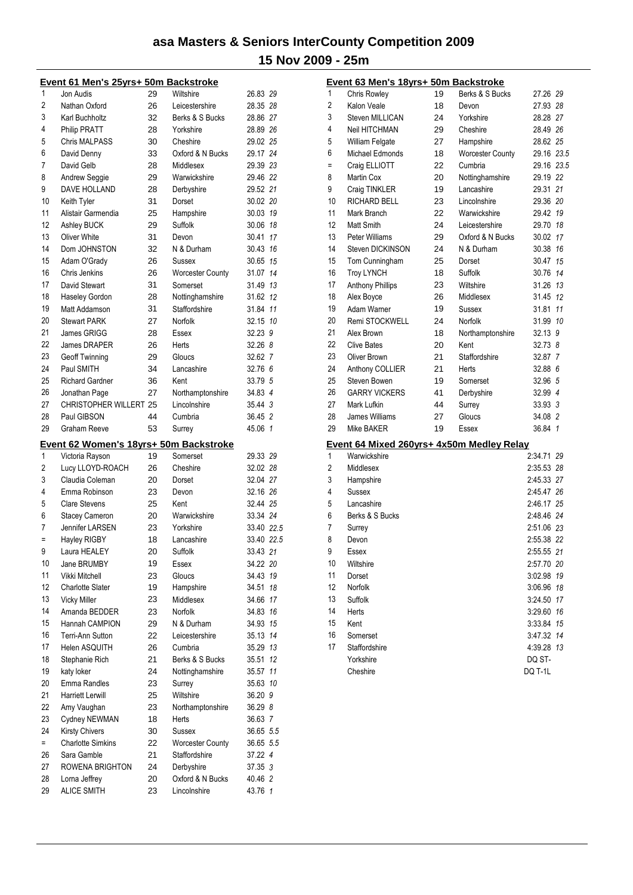# asa Masters & Seniors InterCounty Competition 2009

## 15 Nov 2009 - 25m

### Event 61 Men's 25yrs+ 50m Backstroke

| Place | Name | Age | County | Time | Points |
|---|---|---|---|---|---|
| 1 | Jon Audis | 29 | Wiltshire | 26.83 | 29 |
| 2 | Nathan Oxford | 26 | Leicestershire | 28.35 | 28 |
| 3 | Karl Buchholtz | 32 | Berks & S Bucks | 28.86 | 27 |
| 4 | Philip PRATT | 28 | Yorkshire | 28.89 | 26 |
| 5 | Chris MALPASS | 30 | Cheshire | 29.02 | 25 |
| 6 | David Denny | 33 | Oxford & N Bucks | 29.17 | 24 |
| 7 | David Gelb | 28 | Middlesex | 29.39 | 23 |
| 8 | Andrew Seggie | 29 | Warwickshire | 29.46 | 22 |
| 9 | DAVE HOLLAND | 28 | Derbyshire | 29.52 | 21 |
| 10 | Keith Tyler | 31 | Dorset | 30.02 | 20 |
| 11 | Alistair Garmendia | 25 | Hampshire | 30.03 | 19 |
| 12 | Ashley BUCK | 29 | Suffolk | 30.06 | 18 |
| 13 | Oliver White | 31 | Devon | 30.41 | 17 |
| 14 | Dom JOHNSTON | 32 | N & Durham | 30.43 | 16 |
| 15 | Adam O'Grady | 26 | Sussex | 30.65 | 15 |
| 16 | Chris Jenkins | 26 | Worcester County | 31.07 | 14 |
| 17 | David Stewart | 31 | Somerset | 31.49 | 13 |
| 18 | Haseley Gordon | 28 | Nottinghamshire | 31.62 | 12 |
| 19 | Matt Addamson | 31 | Staffordshire | 31.84 | 11 |
| 20 | Stewart PARK | 27 | Norfolk | 32.15 | 10 |
| 21 | James GRIGG | 28 | Essex | 32.23 | 9 |
| 22 | James DRAPER | 26 | Herts | 32.26 | 8 |
| 23 | Geoff Twinning | 29 | Gloucs | 32.62 | 7 |
| 24 | Paul SMITH | 34 | Lancashire | 32.76 | 6 |
| 25 | Richard Gardner | 36 | Kent | 33.79 | 5 |
| 26 | Jonathan Page | 27 | Northamptonshire | 34.83 | 4 |
| 27 | CHRISTOPHER WILLERT | 25 | Lincolnshire | 35.44 | 3 |
| 28 | Paul GIBSON | 44 | Cumbria | 36.45 | 2 |
| 29 | Graham Reeve | 53 | Surrey | 45.06 | 1 |

### Event 62 Women's 18yrs+ 50m Backstroke

| Place | Name | Age | County | Time | Points |
|---|---|---|---|---|---|
| 1 | Victoria Rayson | 19 | Somerset | 29.33 | 29 |
| 2 | Lucy LLOYD-ROACH | 26 | Cheshire | 32.02 | 28 |
| 3 | Claudia Coleman | 20 | Dorset | 32.04 | 27 |
| 4 | Emma Robinson | 23 | Devon | 32.16 | 26 |
| 5 | Clare Stevens | 25 | Kent | 32.44 | 25 |
| 6 | Stacey Cameron | 20 | Warwickshire | 33.34 | 24 |
| 7 | Jennifer LARSEN | 23 | Yorkshire | 33.40 | 22.5 |
| = | Hayley RIGBY | 18 | Lancashire | 33.40 | 22.5 |
| 9 | Laura HEALEY | 20 | Suffolk | 33.43 | 21 |
| 10 | Jane BRUMBY | 19 | Essex | 34.22 | 20 |
| 11 | Vikki Mitchell | 23 | Gloucs | 34.43 | 19 |
| 12 | Charlotte Slater | 19 | Hampshire | 34.51 | 18 |
| 13 | Vicky Miller | 23 | Middlesex | 34.66 | 17 |
| 14 | Amanda BEDDER | 23 | Norfolk | 34.83 | 16 |
| 15 | Hannah CAMPION | 29 | N & Durham | 34.93 | 15 |
| 16 | Terri-Ann Sutton | 22 | Leicestershire | 35.13 | 14 |
| 17 | Helen ASQUITH | 26 | Cumbria | 35.29 | 13 |
| 18 | Stephanie Rich | 21 | Berks & S Bucks | 35.51 | 12 |
| 19 | katy loker | 24 | Nottinghamshire | 35.57 | 11 |
| 20 | Emma Randles | 23 | Surrey | 35.63 | 10 |
| 21 | Harriett Lerwill | 25 | Wiltshire | 36.20 | 9 |
| 22 | Amy Vaughan | 23 | Northamptonshire | 36.29 | 8 |
| 23 | Cydney NEWMAN | 18 | Herts | 36.63 | 7 |
| 24 | Kirsty Chivers | 30 | Sussex | 36.65 | 5.5 |
| = | Charlotte Simkins | 22 | Worcester County | 36.65 | 5.5 |
| 26 | Sara Gamble | 21 | Staffordshire | 37.22 | 4 |
| 27 | ROWENA BRIGHTON | 24 | Derbyshire | 37.35 | 3 |
| 28 | Lorna Jeffrey | 20 | Oxford & N Bucks | 40.46 | 2 |
| 29 | ALICE SMITH | 23 | Lincolnshire | 43.76 | 1 |

### Event 63 Men's 18yrs+ 50m Backstroke

| Place | Name | Age | County | Time | Points |
|---|---|---|---|---|---|
| 1 | Chris Rowley | 19 | Berks & S Bucks | 27.26 | 29 |
| 2 | Kalon Veale | 18 | Devon | 27.93 | 28 |
| 3 | Steven MILLICAN | 24 | Yorkshire | 28.28 | 27 |
| 4 | Neil HITCHMAN | 29 | Cheshire | 28.49 | 26 |
| 5 | William Felgate | 27 | Hampshire | 28.62 | 25 |
| 6 | Michael Edmonds | 18 | Worcester County | 29.16 | 23.5 |
| = | Craig ELLIOTT | 22 | Cumbria | 29.16 | 23.5 |
| 8 | Martin Cox | 20 | Nottinghamshire | 29.19 | 22 |
| 9 | Craig TINKLER | 19 | Lancashire | 29.31 | 21 |
| 10 | RICHARD BELL | 23 | Lincolnshire | 29.36 | 20 |
| 11 | Mark Branch | 22 | Warwickshire | 29.42 | 19 |
| 12 | Matt Smith | 24 | Leicestershire | 29.70 | 18 |
| 13 | Peter Williams | 29 | Oxford & N Bucks | 30.02 | 17 |
| 14 | Steven DICKINSON | 24 | N & Durham | 30.38 | 16 |
| 15 | Tom Cunningham | 25 | Dorset | 30.47 | 15 |
| 16 | Troy LYNCH | 18 | Suffolk | 30.76 | 14 |
| 17 | Anthony Phillips | 23 | Wiltshire | 31.26 | 13 |
| 18 | Alex Boyce | 26 | Middlesex | 31.45 | 12 |
| 19 | Adam Warner | 19 | Sussex | 31.81 | 11 |
| 20 | Remi STOCKWELL | 24 | Norfolk | 31.99 | 10 |
| 21 | Alex Brown | 18 | Northamptonshire | 32.13 | 9 |
| 22 | Clive Bates | 20 | Kent | 32.73 | 8 |
| 23 | Oliver Brown | 21 | Staffordshire | 32.87 | 7 |
| 24 | Anthony COLLIER | 21 | Herts | 32.88 | 6 |
| 25 | Steven Bowen | 19 | Somerset | 32.96 | 5 |
| 26 | GARRY VICKERS | 41 | Derbyshire | 32.99 | 4 |
| 27 | Mark Lufkin | 44 | Surrey | 33.93 | 3 |
| 28 | James Williams | 27 | Gloucs | 34.08 | 2 |
| 29 | Mike BAKER | 19 | Essex | 36.84 | 1 |

### Event 64 Mixed 260yrs+ 4x50m Medley Relay

| Place | County | Time | Points |
|---|---|---|---|
| 1 | Warwickshire | 2:34.71 | 29 |
| 2 | Middlesex | 2:35.53 | 28 |
| 3 | Hampshire | 2:45.33 | 27 |
| 4 | Sussex | 2:45.47 | 26 |
| 5 | Lancashire | 2:46.17 | 25 |
| 6 | Berks & S Bucks | 2:48.46 | 24 |
| 7 | Surrey | 2:51.06 | 23 |
| 8 | Devon | 2:55.38 | 22 |
| 9 | Essex | 2:55.55 | 21 |
| 10 | Wiltshire | 2:57.70 | 20 |
| 11 | Dorset | 3:02.98 | 19 |
| 12 | Norfolk | 3:06.96 | 18 |
| 13 | Suffolk | 3:24.50 | 17 |
| 14 | Herts | 3:29.60 | 16 |
| 15 | Kent | 3:33.84 | 15 |
| 16 | Somerset | 3:47.32 | 14 |
| 17 | Staffordshire | 4:39.28 | 13 |
| | Yorkshire | DQ ST- | |
| | Cheshire | DQ T-1L | |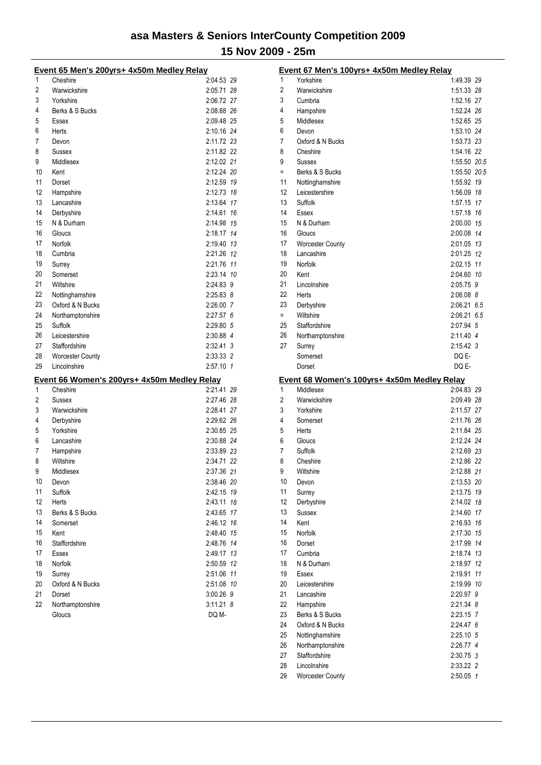# asa Masters & Seniors InterCounty Competition 2009

## 15 Nov 2009 - 25m

### Event 65 Men's 200yrs+ 4x50m Medley Relay

| | | | |
|---|---|---|---|
| 1 | Cheshire | 2:04.53 | 29 |
| 2 | Warwickshire | 2:05.71 | 28 |
| 3 | Yorkshire | 2:06.72 | 27 |
| 4 | Berks & S Bucks | 2:08.88 | 26 |
| 5 | Essex | 2:09.48 | 25 |
| 6 | Herts | 2:10.16 | 24 |
| 7 | Devon | 2:11.72 | 23 |
| 8 | Sussex | 2:11.82 | 22 |
| 9 | Middlesex | 2:12.02 | 21 |
| 10 | Kent | 2:12.24 | 20 |
| 11 | Dorset | 2:12.59 | 19 |
| 12 | Hampshire | 2:12.73 | 18 |
| 13 | Lancashire | 2:13.64 | 17 |
| 14 | Derbyshire | 2:14.61 | 16 |
| 15 | N & Durham | 2:14.98 | 15 |
| 16 | Gloucs | 2:18.17 | 14 |
| 17 | Norfolk | 2:19.40 | 13 |
| 18 | Cumbria | 2:21.26 | 12 |
| 19 | Surrey | 2:21.76 | 11 |
| 20 | Somerset | 2:23.14 | 10 |
| 21 | Wiltshire | 2:24.83 | 9 |
| 22 | Nottinghamshire | 2:25.83 | 8 |
| 23 | Oxford & N Bucks | 2:26.00 | 7 |
| 24 | Northamptonshire | 2:27.57 | 6 |
| 25 | Suffolk | 2:29.80 | 5 |
| 26 | Leicestershire | 2:30.88 | 4 |
| 27 | Staffordshire | 2:32.41 | 3 |
| 28 | Worcester County | 2:33.33 | 2 |
| 29 | Lincolnshire | 2:57.10 | 1 |

### Event 66 Women's 200yrs+ 4x50m Medley Relay

| | | | |
|---|---|---|---|
| 1 | Cheshire | 2:21.41 | 29 |
| 2 | Sussex | 2:27.46 | 28 |
| 3 | Warwickshire | 2:28.41 | 27 |
| 4 | Derbyshire | 2:29.62 | 26 |
| 5 | Yorkshire | 2:30.85 | 25 |
| 6 | Lancashire | 2:30.88 | 24 |
| 7 | Hampshire | 2:33.89 | 23 |
| 8 | Wiltshire | 2:34.71 | 22 |
| 9 | Middlesex | 2:37.36 | 21 |
| 10 | Devon | 2:38.46 | 20 |
| 11 | Suffolk | 2:42.15 | 19 |
| 12 | Herts | 2:43.11 | 18 |
| 13 | Berks & S Bucks | 2:43.65 | 17 |
| 14 | Somerset | 2:46.12 | 16 |
| 15 | Kent | 2:48.40 | 15 |
| 16 | Staffordshire | 2:48.76 | 14 |
| 17 | Essex | 2:49.17 | 13 |
| 18 | Norfolk | 2:50.59 | 12 |
| 19 | Surrey | 2:51.06 | 11 |
| 20 | Oxford & N Bucks | 2:51.08 | 10 |
| 21 | Dorset | 3:00.26 | 9 |
| 22 | Northamptonshire | 3:11.21 | 8 |
| | Gloucs | DQ M- | |

### Event 67 Men's 100yrs+ 4x50m Medley Relay

| | | | |
|---|---|---|---|
| 1 | Yorkshire | 1:49.39 | 29 |
| 2 | Warwickshire | 1:51.33 | 28 |
| 3 | Cumbria | 1:52.16 | 27 |
| 4 | Hampshire | 1:52.24 | 26 |
| 5 | Middlesex | 1:52.65 | 25 |
| 6 | Devon | 1:53.10 | 24 |
| 7 | Oxford & N Bucks | 1:53.73 | 23 |
| 8 | Cheshire | 1:54.16 | 22 |
| 9 | Sussex | 1:55.50 | 20.5 |
| = | Berks & S Bucks | 1:55.50 | 20.5 |
| 11 | Nottinghamshire | 1:55.92 | 19 |
| 12 | Leicestershire | 1:56.09 | 18 |
| 13 | Suffolk | 1:57.15 | 17 |
| 14 | Essex | 1:57.18 | 16 |
| 15 | N & Durham | 2:00.00 | 15 |
| 16 | Gloucs | 2:00.08 | 14 |
| 17 | Worcester County | 2:01.05 | 13 |
| 18 | Lancashire | 2:01.25 | 12 |
| 19 | Norfolk | 2:02.15 | 11 |
| 20 | Kent | 2:04.60 | 10 |
| 21 | Lincolnshire | 2:05.75 | 9 |
| 22 | Herts | 2:06.08 | 8 |
| 23 | Derbyshire | 2:06.21 | 6.5 |
| = | Wiltshire | 2:06.21 | 6.5 |
| 25 | Staffordshire | 2:07.94 | 5 |
| 26 | Northamptonshire | 2:11.40 | 4 |
| 27 | Surrey | 2:15.42 | 3 |
| | Somerset | DQ E- | |
| | Dorset | DQ E- | |

### Event 68 Women's 100yrs+ 4x50m Medley Relay

| | | | |
|---|---|---|---|
| 1 | Middlesex | 2:04.83 | 29 |
| 2 | Warwickshire | 2:09.49 | 28 |
| 3 | Yorkshire | 2:11.57 | 27 |
| 4 | Somerset | 2:11.76 | 26 |
| 5 | Herts | 2:11.84 | 25 |
| 6 | Gloucs | 2:12.24 | 24 |
| 7 | Suffolk | 2:12.69 | 23 |
| 8 | Cheshire | 2:12.86 | 22 |
| 9 | Wiltshire | 2:12.88 | 21 |
| 10 | Devon | 2:13.53 | 20 |
| 11 | Surrey | 2:13.75 | 19 |
| 12 | Derbyshire | 2:14.02 | 18 |
| 13 | Sussex | 2:14.60 | 17 |
| 14 | Kent | 2:16.93 | 16 |
| 15 | Norfolk | 2:17.30 | 15 |
| 16 | Dorset | 2:17.99 | 14 |
| 17 | Cumbria | 2:18.74 | 13 |
| 18 | N & Durham | 2:18.97 | 12 |
| 19 | Essex | 2:19.91 | 11 |
| 20 | Leicestershire | 2:19.99 | 10 |
| 21 | Lancashire | 2:20.97 | 9 |
| 22 | Hampshire | 2:21.34 | 8 |
| 23 | Berks & S Bucks | 2:23.15 | 7 |
| 24 | Oxford & N Bucks | 2:24.47 | 6 |
| 25 | Nottinghamshire | 2:25.10 | 5 |
| 26 | Northamptonshire | 2:26.77 | 4 |
| 27 | Staffordshire | 2:30.75 | 3 |
| 28 | Lincolnshire | 2:33.22 | 2 |
| 29 | Worcester County | 2:50.05 | 1 |